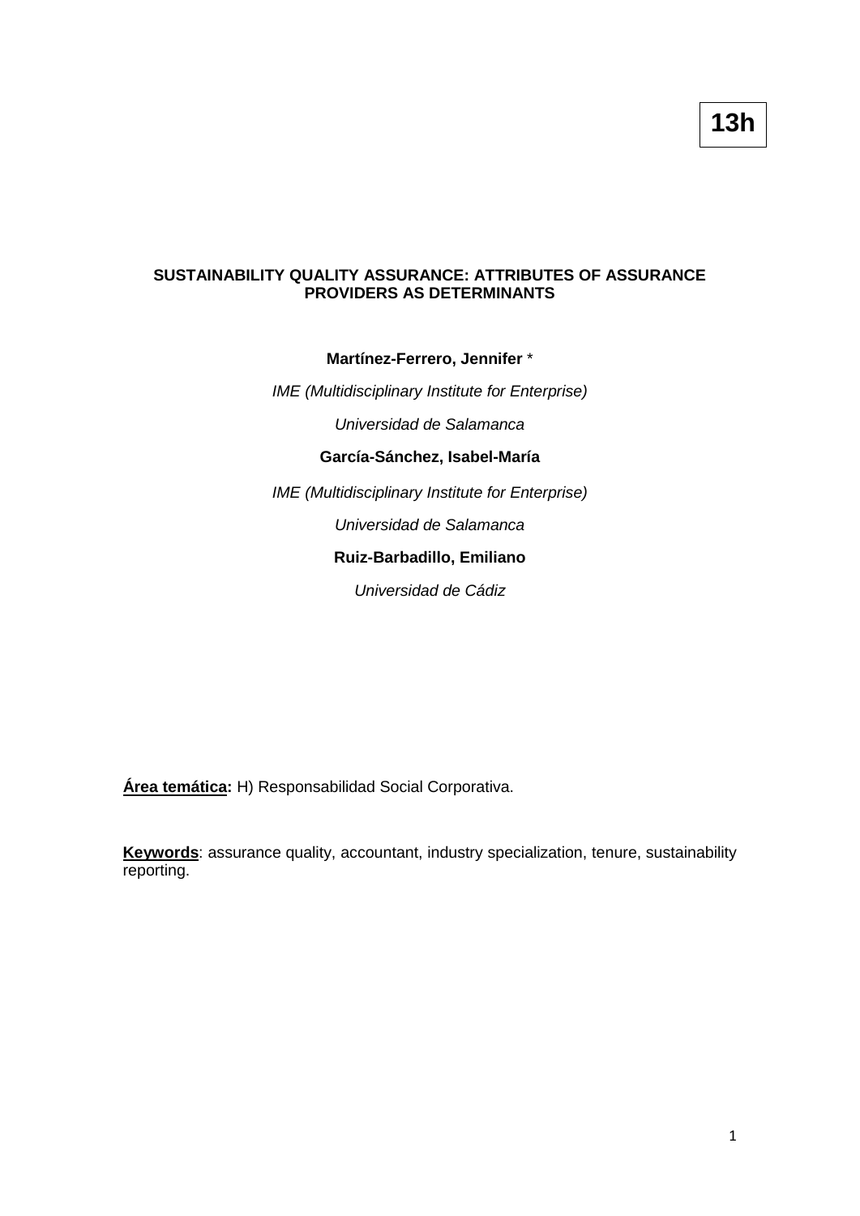**13h**

# SUSTAINABILITY QUALITY ASSURANCE: ATTRIBUTES OF ASSURANCE PROVIDERS AS DETERMINANTS

**Martínez-Ferrero, Jennifer** *

*IME (Multidisciplinary Institute for Enterprise)*

*Universidad de Salamanca*

**García-Sánchez, Isabel-María**

*IME (Multidisciplinary Institute for Enterprise)*

*Universidad de Salamanca*

**Ruiz-Barbadillo, Emiliano**

*Universidad de Cádiz*

**Área temática:** H) Responsabilidad Social Corporativa.

**Keywords**: assurance quality, accountant, industry specialization, tenure, sustainability reporting.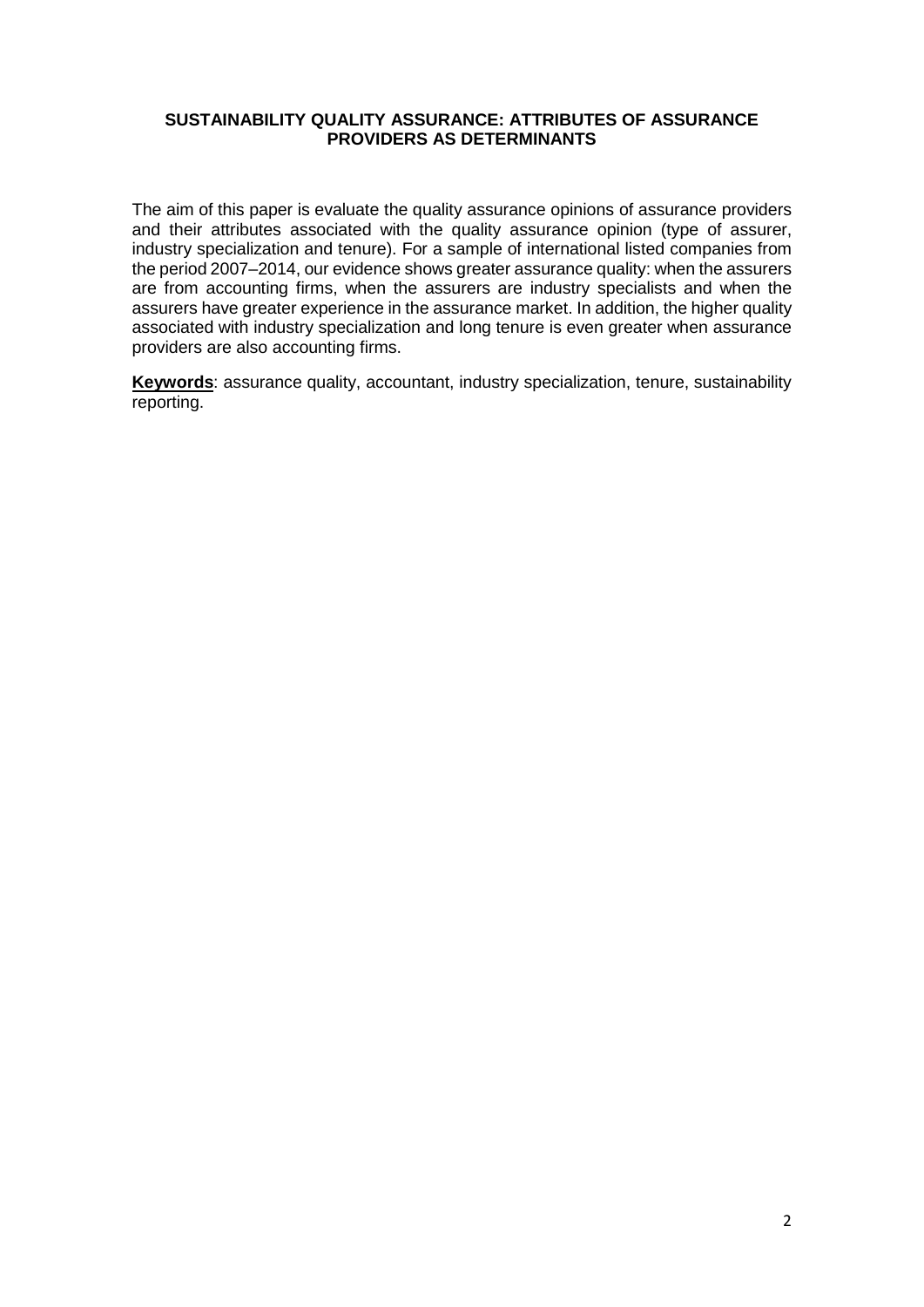# SUSTAINABILITY QUALITY ASSURANCE: ATTRIBUTES OF ASSURANCE PROVIDERS AS DETERMINANTS

The aim of this paper is evaluate the quality assurance opinions of assurance providers and their attributes associated with the quality assurance opinion (type of assurer, industry specialization and tenure). For a sample of international listed companies from the period 2007–2014, our evidence shows greater assurance quality: when the assurers are from accounting firms, when the assurers are industry specialists and when the assurers have greater experience in the assurance market. In addition, the higher quality associated with industry specialization and long tenure is even greater when assurance providers are also accounting firms.

**Keywords**: assurance quality, accountant, industry specialization, tenure, sustainability reporting.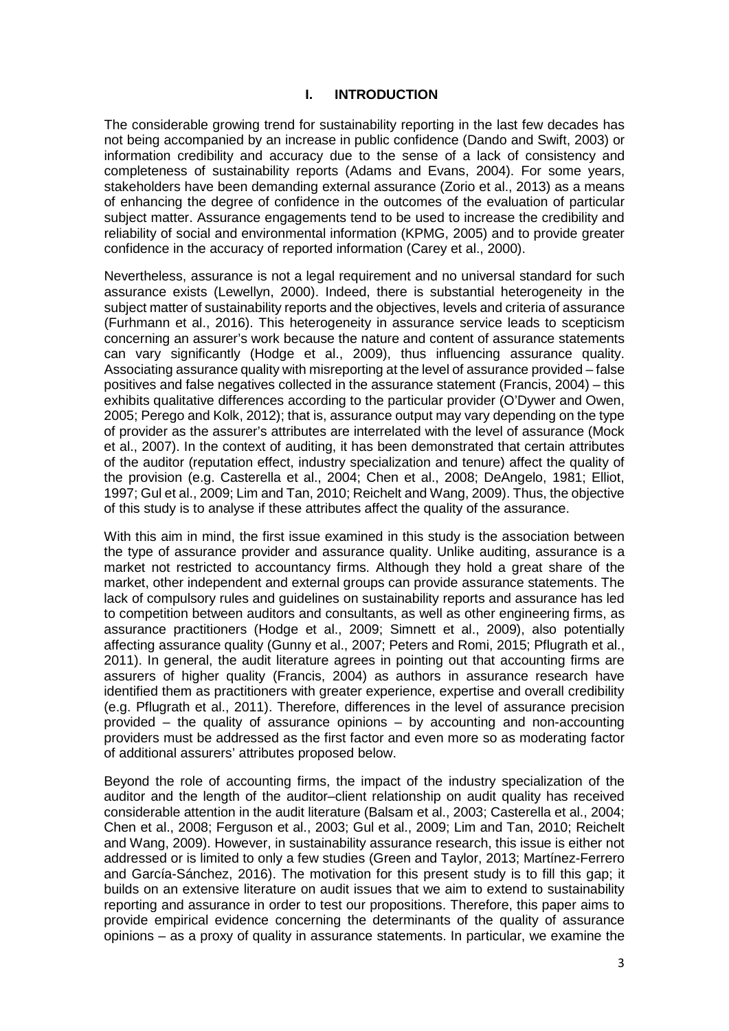# I. INTRODUCTION

The considerable growing trend for sustainability reporting in the last few decades has not being accompanied by an increase in public confidence (Dando and Swift, 2003) or information credibility and accuracy due to the sense of a lack of consistency and completeness of sustainability reports (Adams and Evans, 2004). For some years, stakeholders have been demanding external assurance (Zorio et al., 2013) as a means of enhancing the degree of confidence in the outcomes of the evaluation of particular subject matter. Assurance engagements tend to be used to increase the credibility and reliability of social and environmental information (KPMG, 2005) and to provide greater confidence in the accuracy of reported information (Carey et al., 2000).

Nevertheless, assurance is not a legal requirement and no universal standard for such assurance exists (Lewellyn, 2000). Indeed, there is substantial heterogeneity in the subject matter of sustainability reports and the objectives, levels and criteria of assurance (Furhmann et al., 2016). This heterogeneity in assurance service leads to scepticism concerning an assurer's work because the nature and content of assurance statements can vary significantly (Hodge et al., 2009), thus influencing assurance quality. Associating assurance quality with misreporting at the level of assurance provided – false positives and false negatives collected in the assurance statement (Francis, 2004) – this exhibits qualitative differences according to the particular provider (O'Dywer and Owen, 2005; Perego and Kolk, 2012); that is, assurance output may vary depending on the type of provider as the assurer's attributes are interrelated with the level of assurance (Mock et al., 2007). In the context of auditing, it has been demonstrated that certain attributes of the auditor (reputation effect, industry specialization and tenure) affect the quality of the provision (e.g. Casterella et al., 2004; Chen et al., 2008; DeAngelo, 1981; Elliot, 1997; Gul et al., 2009; Lim and Tan, 2010; Reichelt and Wang, 2009). Thus, the objective of this study is to analyse if these attributes affect the quality of the assurance.

With this aim in mind, the first issue examined in this study is the association between the type of assurance provider and assurance quality. Unlike auditing, assurance is a market not restricted to accountancy firms. Although they hold a great share of the market, other independent and external groups can provide assurance statements. The lack of compulsory rules and guidelines on sustainability reports and assurance has led to competition between auditors and consultants, as well as other engineering firms, as assurance practitioners (Hodge et al., 2009; Simnett et al., 2009), also potentially affecting assurance quality (Gunny et al., 2007; Peters and Romi, 2015; Pflugrath et al., 2011). In general, the audit literature agrees in pointing out that accounting firms are assurers of higher quality (Francis, 2004) as authors in assurance research have identified them as practitioners with greater experience, expertise and overall credibility (e.g. Pflugrath et al., 2011). Therefore, differences in the level of assurance precision provided – the quality of assurance opinions – by accounting and non-accounting providers must be addressed as the first factor and even more so as moderating factor of additional assurers' attributes proposed below.

Beyond the role of accounting firms, the impact of the industry specialization of the auditor and the length of the auditor–client relationship on audit quality has received considerable attention in the audit literature (Balsam et al., 2003; Casterella et al., 2004; Chen et al., 2008; Ferguson et al., 2003; Gul et al., 2009; Lim and Tan, 2010; Reichelt and Wang, 2009). However, in sustainability assurance research, this issue is either not addressed or is limited to only a few studies (Green and Taylor, 2013; Martínez-Ferrero and García-Sánchez, 2016). The motivation for this present study is to fill this gap; it builds on an extensive literature on audit issues that we aim to extend to sustainability reporting and assurance in order to test our propositions. Therefore, this paper aims to provide empirical evidence concerning the determinants of the quality of assurance opinions – as a proxy of quality in assurance statements. In particular, we examine the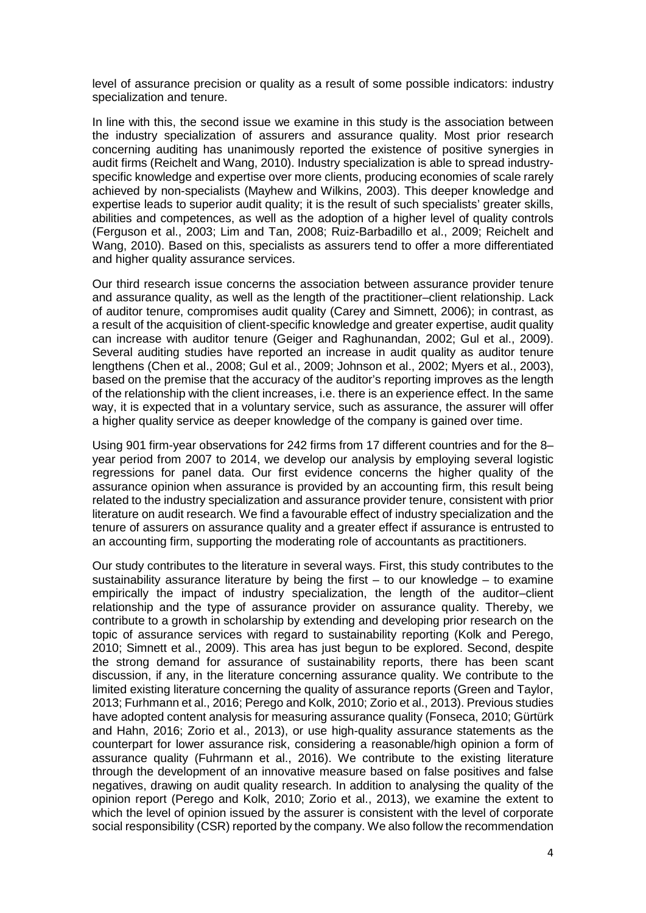level of assurance precision or quality as a result of some possible indicators: industry specialization and tenure.

In line with this, the second issue we examine in this study is the association between the industry specialization of assurers and assurance quality. Most prior research concerning auditing has unanimously reported the existence of positive synergies in audit firms (Reichelt and Wang, 2010). Industry specialization is able to spread industry-specific knowledge and expertise over more clients, producing economies of scale rarely achieved by non-specialists (Mayhew and Wilkins, 2003). This deeper knowledge and expertise leads to superior audit quality; it is the result of such specialists' greater skills, abilities and competences, as well as the adoption of a higher level of quality controls (Ferguson et al., 2003; Lim and Tan, 2008; Ruiz-Barbadillo et al., 2009; Reichelt and Wang, 2010). Based on this, specialists as assurers tend to offer a more differentiated and higher quality assurance services.

Our third research issue concerns the association between assurance provider tenure and assurance quality, as well as the length of the practitioner–client relationship. Lack of auditor tenure, compromises audit quality (Carey and Simnett, 2006); in contrast, as a result of the acquisition of client-specific knowledge and greater expertise, audit quality can increase with auditor tenure (Geiger and Raghunandan, 2002; Gul et al., 2009). Several auditing studies have reported an increase in audit quality as auditor tenure lengthens (Chen et al., 2008; Gul et al., 2009; Johnson et al., 2002; Myers et al., 2003), based on the premise that the accuracy of the auditor's reporting improves as the length of the relationship with the client increases, i.e. there is an experience effect. In the same way, it is expected that in a voluntary service, such as assurance, the assurer will offer a higher quality service as deeper knowledge of the company is gained over time.

Using 901 firm-year observations for 242 firms from 17 different countries and for the 8–year period from 2007 to 2014, we develop our analysis by employing several logistic regressions for panel data. Our first evidence concerns the higher quality of the assurance opinion when assurance is provided by an accounting firm, this result being related to the industry specialization and assurance provider tenure, consistent with prior literature on audit research. We find a favourable effect of industry specialization and the tenure of assurers on assurance quality and a greater effect if assurance is entrusted to an accounting firm, supporting the moderating role of accountants as practitioners.

Our study contributes to the literature in several ways. First, this study contributes to the sustainability assurance literature by being the first – to our knowledge – to examine empirically the impact of industry specialization, the length of the auditor–client relationship and the type of assurance provider on assurance quality. Thereby, we contribute to a growth in scholarship by extending and developing prior research on the topic of assurance services with regard to sustainability reporting (Kolk and Perego, 2010; Simnett et al., 2009). This area has just begun to be explored. Second, despite the strong demand for assurance of sustainability reports, there has been scant discussion, if any, in the literature concerning assurance quality. We contribute to the limited existing literature concerning the quality of assurance reports (Green and Taylor, 2013; Furhmann et al., 2016; Perego and Kolk, 2010; Zorio et al., 2013). Previous studies have adopted content analysis for measuring assurance quality (Fonseca, 2010; Gürtürk and Hahn, 2016; Zorio et al., 2013), or use high-quality assurance statements as the counterpart for lower assurance risk, considering a reasonable/high opinion a form of assurance quality (Fuhrmann et al., 2016). We contribute to the existing literature through the development of an innovative measure based on false positives and false negatives, drawing on audit quality research. In addition to analysing the quality of the opinion report (Perego and Kolk, 2010; Zorio et al., 2013), we examine the extent to which the level of opinion issued by the assurer is consistent with the level of corporate social responsibility (CSR) reported by the company. We also follow the recommendation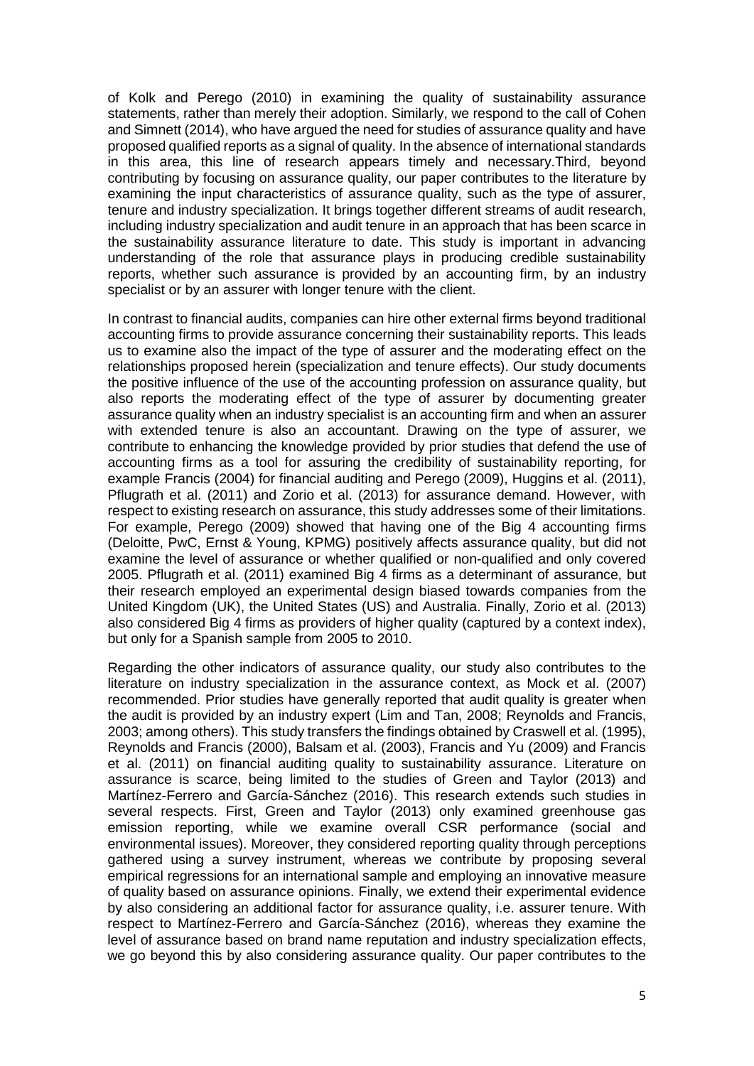of Kolk and Perego (2010) in examining the quality of sustainability assurance statements, rather than merely their adoption. Similarly, we respond to the call of Cohen and Simnett (2014), who have argued the need for studies of assurance quality and have proposed qualified reports as a signal of quality. In the absence of international standards in this area, this line of research appears timely and necessary.Third, beyond contributing by focusing on assurance quality, our paper contributes to the literature by examining the input characteristics of assurance quality, such as the type of assurer, tenure and industry specialization. It brings together different streams of audit research, including industry specialization and audit tenure in an approach that has been scarce in the sustainability assurance literature to date. This study is important in advancing understanding of the role that assurance plays in producing credible sustainability reports, whether such assurance is provided by an accounting firm, by an industry specialist or by an assurer with longer tenure with the client.

In contrast to financial audits, companies can hire other external firms beyond traditional accounting firms to provide assurance concerning their sustainability reports. This leads us to examine also the impact of the type of assurer and the moderating effect on the relationships proposed herein (specialization and tenure effects). Our study documents the positive influence of the use of the accounting profession on assurance quality, but also reports the moderating effect of the type of assurer by documenting greater assurance quality when an industry specialist is an accounting firm and when an assurer with extended tenure is also an accountant. Drawing on the type of assurer, we contribute to enhancing the knowledge provided by prior studies that defend the use of accounting firms as a tool for assuring the credibility of sustainability reporting, for example Francis (2004) for financial auditing and Perego (2009), Huggins et al. (2011), Pflugrath et al. (2011) and Zorio et al. (2013) for assurance demand. However, with respect to existing research on assurance, this study addresses some of their limitations. For example, Perego (2009) showed that having one of the Big 4 accounting firms (Deloitte, PwC, Ernst & Young, KPMG) positively affects assurance quality, but did not examine the level of assurance or whether qualified or non-qualified and only covered 2005. Pflugrath et al. (2011) examined Big 4 firms as a determinant of assurance, but their research employed an experimental design biased towards companies from the United Kingdom (UK), the United States (US) and Australia. Finally, Zorio et al. (2013) also considered Big 4 firms as providers of higher quality (captured by a context index), but only for a Spanish sample from 2005 to 2010.

Regarding the other indicators of assurance quality, our study also contributes to the literature on industry specialization in the assurance context, as Mock et al. (2007) recommended. Prior studies have generally reported that audit quality is greater when the audit is provided by an industry expert (Lim and Tan, 2008; Reynolds and Francis, 2003; among others). This study transfers the findings obtained by Craswell et al. (1995), Reynolds and Francis (2000), Balsam et al. (2003), Francis and Yu (2009) and Francis et al. (2011) on financial auditing quality to sustainability assurance. Literature on assurance is scarce, being limited to the studies of Green and Taylor (2013) and Martínez-Ferrero and García-Sánchez (2016). This research extends such studies in several respects. First, Green and Taylor (2013) only examined greenhouse gas emission reporting, while we examine overall CSR performance (social and environmental issues). Moreover, they considered reporting quality through perceptions gathered using a survey instrument, whereas we contribute by proposing several empirical regressions for an international sample and employing an innovative measure of quality based on assurance opinions. Finally, we extend their experimental evidence by also considering an additional factor for assurance quality, i.e. assurer tenure. With respect to Martínez-Ferrero and García-Sánchez (2016), whereas they examine the level of assurance based on brand name reputation and industry specialization effects, we go beyond this by also considering assurance quality. Our paper contributes to the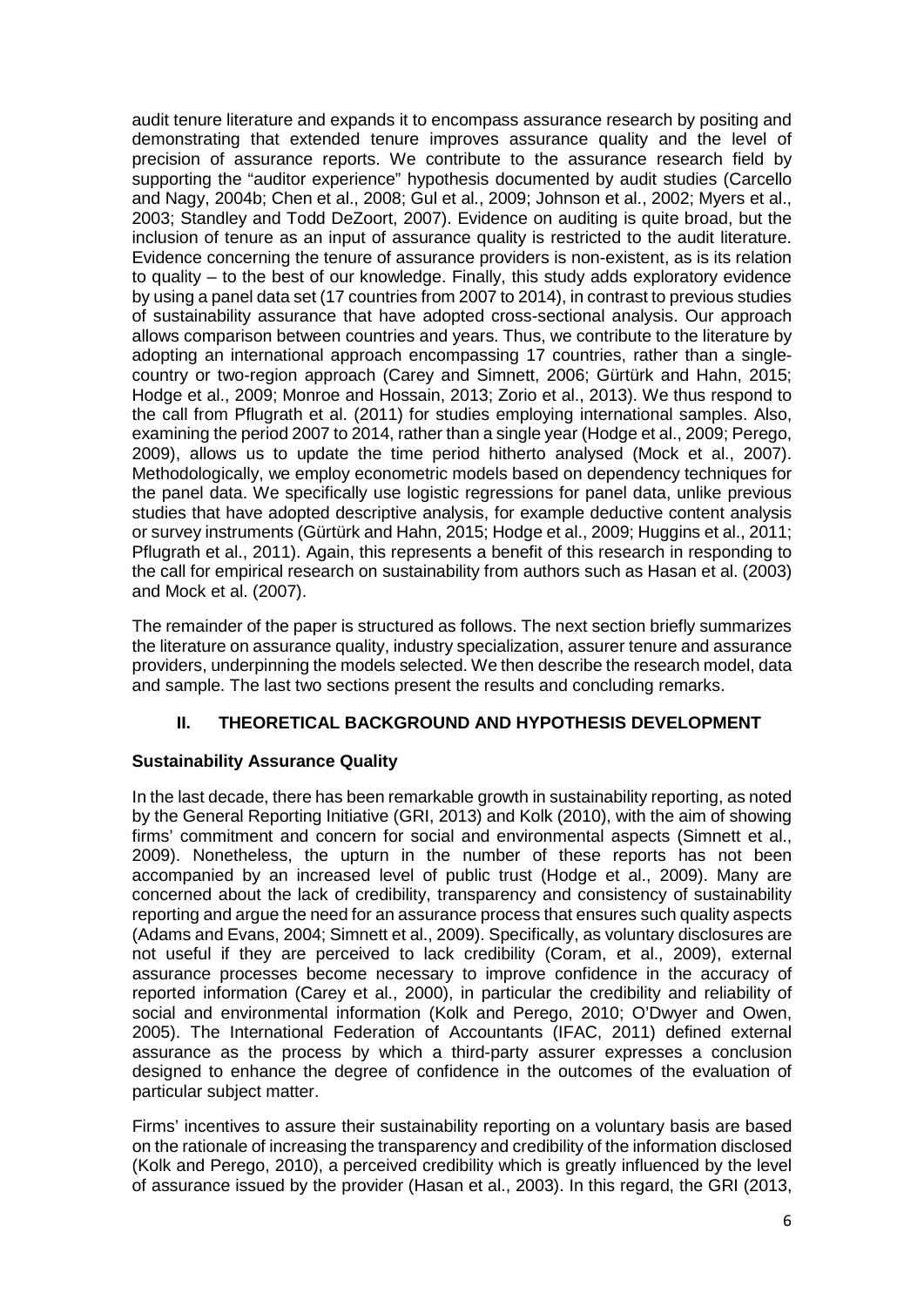audit tenure literature and expands it to encompass assurance research by positing and demonstrating that extended tenure improves assurance quality and the level of precision of assurance reports. We contribute to the assurance research field by supporting the "auditor experience" hypothesis documented by audit studies (Carcello and Nagy, 2004b; Chen et al., 2008; Gul et al., 2009; Johnson et al., 2002; Myers et al., 2003; Standley and Todd DeZoort, 2007). Evidence on auditing is quite broad, but the inclusion of tenure as an input of assurance quality is restricted to the audit literature. Evidence concerning the tenure of assurance providers is non-existent, as is its relation to quality – to the best of our knowledge. Finally, this study adds exploratory evidence by using a panel data set (17 countries from 2007 to 2014), in contrast to previous studies of sustainability assurance that have adopted cross-sectional analysis. Our approach allows comparison between countries and years. Thus, we contribute to the literature by adopting an international approach encompassing 17 countries, rather than a single-country or two-region approach (Carey and Simnett, 2006; Gürtürk and Hahn, 2015; Hodge et al., 2009; Monroe and Hossain, 2013; Zorio et al., 2013). We thus respond to the call from Pflugrath et al. (2011) for studies employing international samples. Also, examining the period 2007 to 2014, rather than a single year (Hodge et al., 2009; Perego, 2009), allows us to update the time period hitherto analysed (Mock et al., 2007). Methodologically, we employ econometric models based on dependency techniques for the panel data. We specifically use logistic regressions for panel data, unlike previous studies that have adopted descriptive analysis, for example deductive content analysis or survey instruments (Gürtürk and Hahn, 2015; Hodge et al., 2009; Huggins et al., 2011; Pflugrath et al., 2011). Again, this represents a benefit of this research in responding to the call for empirical research on sustainability from authors such as Hasan et al. (2003) and Mock et al. (2007).

The remainder of the paper is structured as follows. The next section briefly summarizes the literature on assurance quality, industry specialization, assurer tenure and assurance providers, underpinning the models selected. We then describe the research model, data and sample. The last two sections present the results and concluding remarks.

## II. THEORETICAL BACKGROUND AND HYPOTHESIS DEVELOPMENT

### Sustainability Assurance Quality

In the last decade, there has been remarkable growth in sustainability reporting, as noted by the General Reporting Initiative (GRI, 2013) and Kolk (2010), with the aim of showing firms' commitment and concern for social and environmental aspects (Simnett et al., 2009). Nonetheless, the upturn in the number of these reports has not been accompanied by an increased level of public trust (Hodge et al., 2009). Many are concerned about the lack of credibility, transparency and consistency of sustainability reporting and argue the need for an assurance process that ensures such quality aspects (Adams and Evans, 2004; Simnett et al., 2009). Specifically, as voluntary disclosures are not useful if they are perceived to lack credibility (Coram, et al., 2009), external assurance processes become necessary to improve confidence in the accuracy of reported information (Carey et al., 2000), in particular the credibility and reliability of social and environmental information (Kolk and Perego, 2010; O'Dwyer and Owen, 2005). The International Federation of Accountants (IFAC, 2011) defined external assurance as the process by which a third-party assurer expresses a conclusion designed to enhance the degree of confidence in the outcomes of the evaluation of particular subject matter.

Firms' incentives to assure their sustainability reporting on a voluntary basis are based on the rationale of increasing the transparency and credibility of the information disclosed (Kolk and Perego, 2010), a perceived credibility which is greatly influenced by the level of assurance issued by the provider (Hasan et al., 2003). In this regard, the GRI (2013,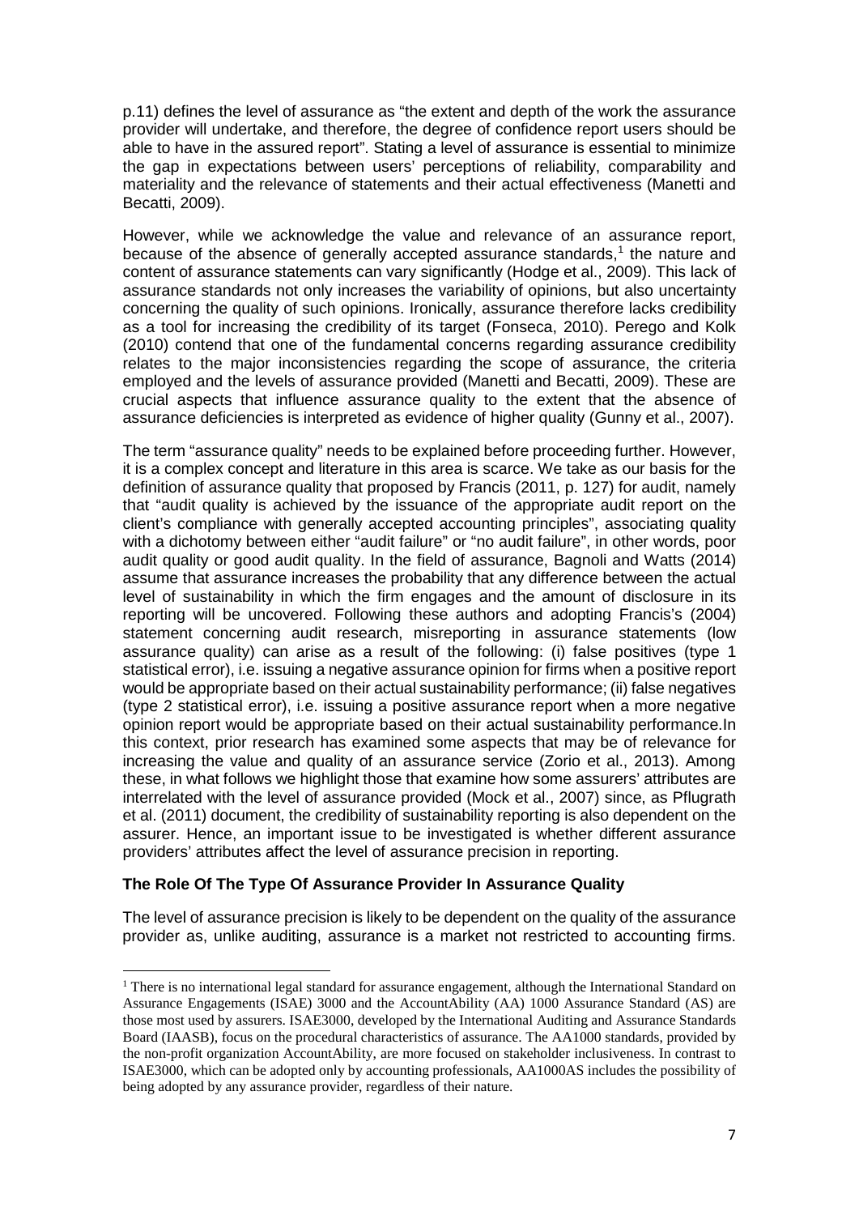p.11) defines the level of assurance as "the extent and depth of the work the assurance provider will undertake, and therefore, the degree of confidence report users should be able to have in the assured report". Stating a level of assurance is essential to minimize the gap in expectations between users' perceptions of reliability, comparability and materiality and the relevance of statements and their actual effectiveness (Manetti and Becatti, 2009).

However, while we acknowledge the value and relevance of an assurance report, because of the absence of generally accepted assurance standards,[1] the nature and content of assurance statements can vary significantly (Hodge et al., 2009). This lack of assurance standards not only increases the variability of opinions, but also uncertainty concerning the quality of such opinions. Ironically, assurance therefore lacks credibility as a tool for increasing the credibility of its target (Fonseca, 2010). Perego and Kolk (2010) contend that one of the fundamental concerns regarding assurance credibility relates to the major inconsistencies regarding the scope of assurance, the criteria employed and the levels of assurance provided (Manetti and Becatti, 2009). These are crucial aspects that influence assurance quality to the extent that the absence of assurance deficiencies is interpreted as evidence of higher quality (Gunny et al., 2007).

The term "assurance quality" needs to be explained before proceeding further. However, it is a complex concept and literature in this area is scarce. We take as our basis for the definition of assurance quality that proposed by Francis (2011, p. 127) for audit, namely that "audit quality is achieved by the issuance of the appropriate audit report on the client's compliance with generally accepted accounting principles", associating quality with a dichotomy between either "audit failure" or "no audit failure", in other words, poor audit quality or good audit quality. In the field of assurance, Bagnoli and Watts (2014) assume that assurance increases the probability that any difference between the actual level of sustainability in which the firm engages and the amount of disclosure in its reporting will be uncovered. Following these authors and adopting Francis's (2004) statement concerning audit research, misreporting in assurance statements (low assurance quality) can arise as a result of the following: (i) false positives (type 1 statistical error), i.e. issuing a negative assurance opinion for firms when a positive report would be appropriate based on their actual sustainability performance; (ii) false negatives (type 2 statistical error), i.e. issuing a positive assurance report when a more negative opinion report would be appropriate based on their actual sustainability performance.In this context, prior research has examined some aspects that may be of relevance for increasing the value and quality of an assurance service (Zorio et al., 2013). Among these, in what follows we highlight those that examine how some assurers' attributes are interrelated with the level of assurance provided (Mock et al., 2007) since, as Pflugrath et al. (2011) document, the credibility of sustainability reporting is also dependent on the assurer. Hence, an important issue to be investigated is whether different assurance providers' attributes affect the level of assurance precision in reporting.

**The Role Of The Type Of Assurance Provider In Assurance Quality**

The level of assurance precision is likely to be dependent on the quality of the assurance provider as, unlike auditing, assurance is a market not restricted to accounting firms.

[1] There is no international legal standard for assurance engagement, although the International Standard on Assurance Engagements (ISAE) 3000 and the AccountAbility (AA) 1000 Assurance Standard (AS) are those most used by assurers. ISAE3000, developed by the International Auditing and Assurance Standards Board (IAASB), focus on the procedural characteristics of assurance. The AA1000 standards, provided by the non-profit organization AccountAbility, are more focused on stakeholder inclusiveness. In contrast to ISAE3000, which can be adopted only by accounting professionals, AA1000AS includes the possibility of being adopted by any assurance provider, regardless of their nature.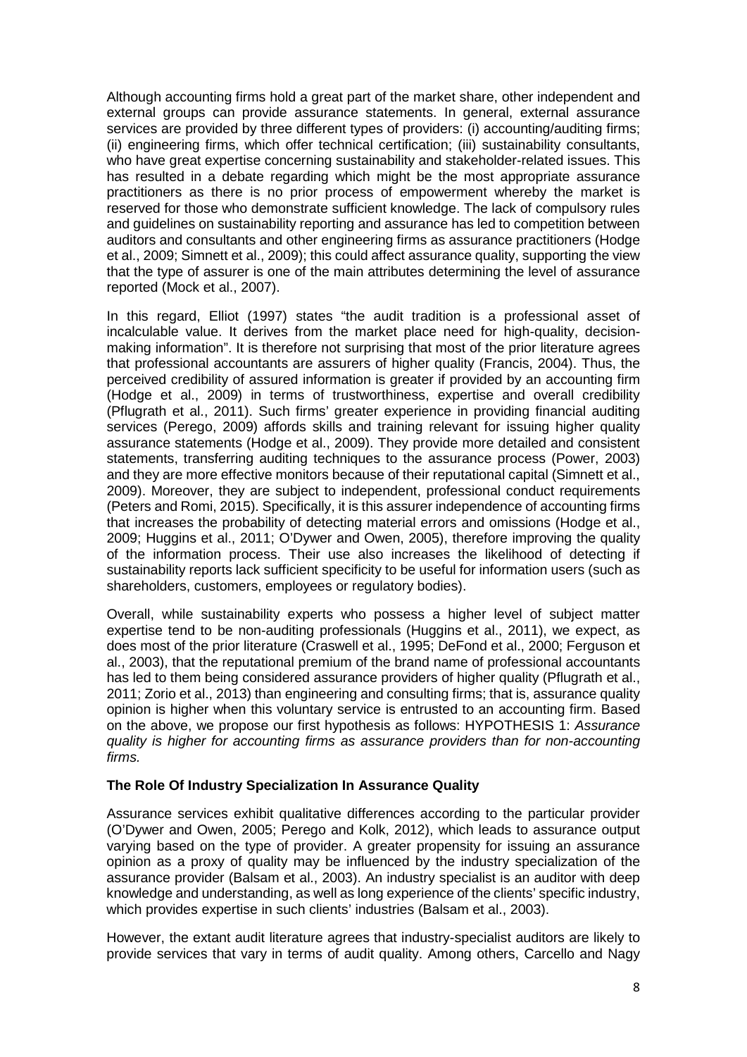Although accounting firms hold a great part of the market share, other independent and external groups can provide assurance statements. In general, external assurance services are provided by three different types of providers: (i) accounting/auditing firms; (ii) engineering firms, which offer technical certification; (iii) sustainability consultants, who have great expertise concerning sustainability and stakeholder-related issues. This has resulted in a debate regarding which might be the most appropriate assurance practitioners as there is no prior process of empowerment whereby the market is reserved for those who demonstrate sufficient knowledge. The lack of compulsory rules and guidelines on sustainability reporting and assurance has led to competition between auditors and consultants and other engineering firms as assurance practitioners (Hodge et al., 2009; Simnett et al., 2009); this could affect assurance quality, supporting the view that the type of assurer is one of the main attributes determining the level of assurance reported (Mock et al., 2007).

In this regard, Elliot (1997) states "the audit tradition is a professional asset of incalculable value. It derives from the market place need for high-quality, decision-making information". It is therefore not surprising that most of the prior literature agrees that professional accountants are assurers of higher quality (Francis, 2004). Thus, the perceived credibility of assured information is greater if provided by an accounting firm (Hodge et al., 2009) in terms of trustworthiness, expertise and overall credibility (Pflugrath et al., 2011). Such firms' greater experience in providing financial auditing services (Perego, 2009) affords skills and training relevant for issuing higher quality assurance statements (Hodge et al., 2009). They provide more detailed and consistent statements, transferring auditing techniques to the assurance process (Power, 2003) and they are more effective monitors because of their reputational capital (Simnett et al., 2009). Moreover, they are subject to independent, professional conduct requirements (Peters and Romi, 2015). Specifically, it is this assurer independence of accounting firms that increases the probability of detecting material errors and omissions (Hodge et al., 2009; Huggins et al., 2011; O'Dywer and Owen, 2005), therefore improving the quality of the information process. Their use also increases the likelihood of detecting if sustainability reports lack sufficient specificity to be useful for information users (such as shareholders, customers, employees or regulatory bodies).

Overall, while sustainability experts who possess a higher level of subject matter expertise tend to be non-auditing professionals (Huggins et al., 2011), we expect, as does most of the prior literature (Craswell et al., 1995; DeFond et al., 2000; Ferguson et al., 2003), that the reputational premium of the brand name of professional accountants has led to them being considered assurance providers of higher quality (Pflugrath et al., 2011; Zorio et al., 2013) than engineering and consulting firms; that is, assurance quality opinion is higher when this voluntary service is entrusted to an accounting firm. Based on the above, we propose our first hypothesis as follows: HYPOTHESIS 1: *Assurance quality is higher for accounting firms as assurance providers than for non-accounting firms.*

**The Role Of Industry Specialization In Assurance Quality**

Assurance services exhibit qualitative differences according to the particular provider (O'Dywer and Owen, 2005; Perego and Kolk, 2012), which leads to assurance output varying based on the type of provider. A greater propensity for issuing an assurance opinion as a proxy of quality may be influenced by the industry specialization of the assurance provider (Balsam et al., 2003). An industry specialist is an auditor with deep knowledge and understanding, as well as long experience of the clients' specific industry, which provides expertise in such clients' industries (Balsam et al., 2003).

However, the extant audit literature agrees that industry-specialist auditors are likely to provide services that vary in terms of audit quality. Among others, Carcello and Nagy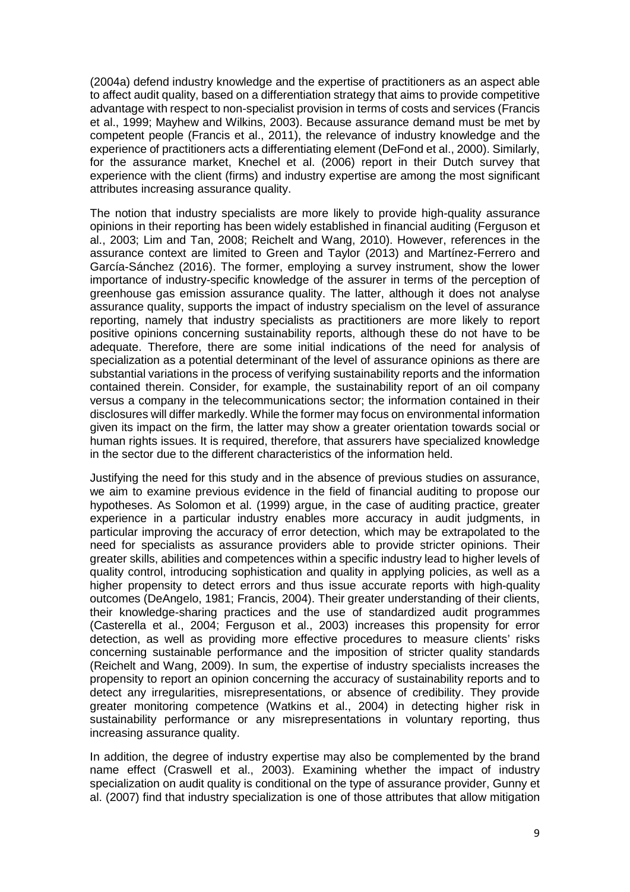(2004a) defend industry knowledge and the expertise of practitioners as an aspect able to affect audit quality, based on a differentiation strategy that aims to provide competitive advantage with respect to non-specialist provision in terms of costs and services (Francis et al., 1999; Mayhew and Wilkins, 2003). Because assurance demand must be met by competent people (Francis et al., 2011), the relevance of industry knowledge and the experience of practitioners acts a differentiating element (DeFond et al., 2000). Similarly, for the assurance market, Knechel et al. (2006) report in their Dutch survey that experience with the client (firms) and industry expertise are among the most significant attributes increasing assurance quality.

The notion that industry specialists are more likely to provide high-quality assurance opinions in their reporting has been widely established in financial auditing (Ferguson et al., 2003; Lim and Tan, 2008; Reichelt and Wang, 2010). However, references in the assurance context are limited to Green and Taylor (2013) and Martínez-Ferrero and García-Sánchez (2016). The former, employing a survey instrument, show the lower importance of industry-specific knowledge of the assurer in terms of the perception of greenhouse gas emission assurance quality. The latter, although it does not analyse assurance quality, supports the impact of industry specialism on the level of assurance reporting, namely that industry specialists as practitioners are more likely to report positive opinions concerning sustainability reports, although these do not have to be adequate. Therefore, there are some initial indications of the need for analysis of specialization as a potential determinant of the level of assurance opinions as there are substantial variations in the process of verifying sustainability reports and the information contained therein. Consider, for example, the sustainability report of an oil company versus a company in the telecommunications sector; the information contained in their disclosures will differ markedly. While the former may focus on environmental information given its impact on the firm, the latter may show a greater orientation towards social or human rights issues. It is required, therefore, that assurers have specialized knowledge in the sector due to the different characteristics of the information held.

Justifying the need for this study and in the absence of previous studies on assurance, we aim to examine previous evidence in the field of financial auditing to propose our hypotheses. As Solomon et al. (1999) argue, in the case of auditing practice, greater experience in a particular industry enables more accuracy in audit judgments, in particular improving the accuracy of error detection, which may be extrapolated to the need for specialists as assurance providers able to provide stricter opinions. Their greater skills, abilities and competences within a specific industry lead to higher levels of quality control, introducing sophistication and quality in applying policies, as well as a higher propensity to detect errors and thus issue accurate reports with high-quality outcomes (DeAngelo, 1981; Francis, 2004). Their greater understanding of their clients, their knowledge-sharing practices and the use of standardized audit programmes (Casterella et al., 2004; Ferguson et al., 2003) increases this propensity for error detection, as well as providing more effective procedures to measure clients' risks concerning sustainable performance and the imposition of stricter quality standards (Reichelt and Wang, 2009). In sum, the expertise of industry specialists increases the propensity to report an opinion concerning the accuracy of sustainability reports and to detect any irregularities, misrepresentations, or absence of credibility. They provide greater monitoring competence (Watkins et al., 2004) in detecting higher risk in sustainability performance or any misrepresentations in voluntary reporting, thus increasing assurance quality.

In addition, the degree of industry expertise may also be complemented by the brand name effect (Craswell et al., 2003). Examining whether the impact of industry specialization on audit quality is conditional on the type of assurance provider, Gunny et al. (2007) find that industry specialization is one of those attributes that allow mitigation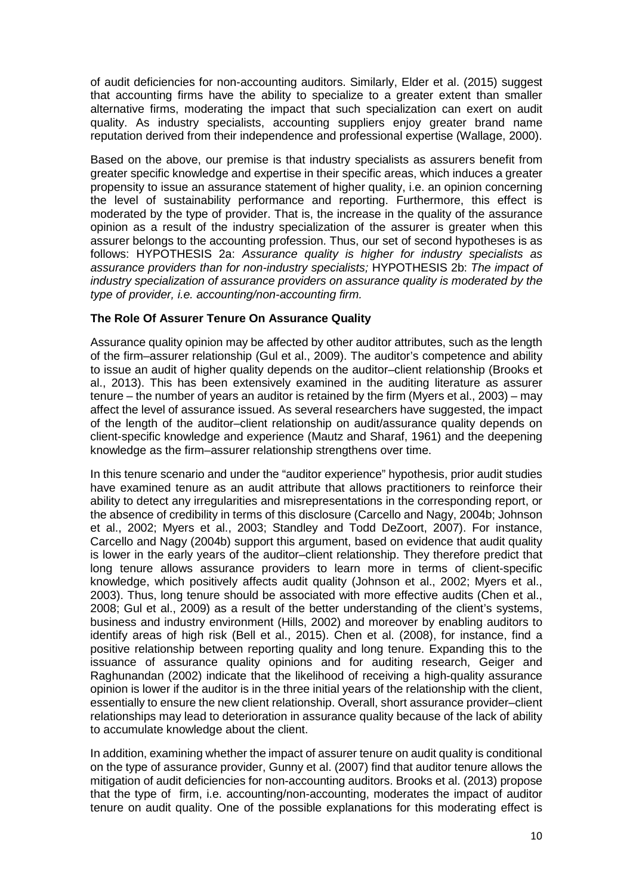of audit deficiencies for non-accounting auditors. Similarly, Elder et al. (2015) suggest that accounting firms have the ability to specialize to a greater extent than smaller alternative firms, moderating the impact that such specialization can exert on audit quality. As industry specialists, accounting suppliers enjoy greater brand name reputation derived from their independence and professional expertise (Wallage, 2000).

Based on the above, our premise is that industry specialists as assurers benefit from greater specific knowledge and expertise in their specific areas, which induces a greater propensity to issue an assurance statement of higher quality, i.e. an opinion concerning the level of sustainability performance and reporting. Furthermore, this effect is moderated by the type of provider. That is, the increase in the quality of the assurance opinion as a result of the industry specialization of the assurer is greater when this assurer belongs to the accounting profession. Thus, our set of second hypotheses is as follows: HYPOTHESIS 2a: *Assurance quality is higher for industry specialists as assurance providers than for non-industry specialists;* HYPOTHESIS 2b: *The impact of industry specialization of assurance providers on assurance quality is moderated by the type of provider, i.e. accounting/non-accounting firm.*

**The Role Of Assurer Tenure On Assurance Quality**

Assurance quality opinion may be affected by other auditor attributes, such as the length of the firm–assurer relationship (Gul et al., 2009). The auditor's competence and ability to issue an audit of higher quality depends on the auditor–client relationship (Brooks et al., 2013). This has been extensively examined in the auditing literature as assurer tenure – the number of years an auditor is retained by the firm (Myers et al., 2003) – may affect the level of assurance issued. As several researchers have suggested, the impact of the length of the auditor–client relationship on audit/assurance quality depends on client-specific knowledge and experience (Mautz and Sharaf, 1961) and the deepening knowledge as the firm–assurer relationship strengthens over time.

In this tenure scenario and under the "auditor experience" hypothesis, prior audit studies have examined tenure as an audit attribute that allows practitioners to reinforce their ability to detect any irregularities and misrepresentations in the corresponding report, or the absence of credibility in terms of this disclosure (Carcello and Nagy, 2004b; Johnson et al., 2002; Myers et al., 2003; Standley and Todd DeZoort, 2007). For instance, Carcello and Nagy (2004b) support this argument, based on evidence that audit quality is lower in the early years of the auditor–client relationship. They therefore predict that long tenure allows assurance providers to learn more in terms of client-specific knowledge, which positively affects audit quality (Johnson et al., 2002; Myers et al., 2003). Thus, long tenure should be associated with more effective audits (Chen et al., 2008; Gul et al., 2009) as a result of the better understanding of the client's systems, business and industry environment (Hills, 2002) and moreover by enabling auditors to identify areas of high risk (Bell et al., 2015). Chen et al. (2008), for instance, find a positive relationship between reporting quality and long tenure. Expanding this to the issuance of assurance quality opinions and for auditing research, Geiger and Raghunandan (2002) indicate that the likelihood of receiving a high-quality assurance opinion is lower if the auditor is in the three initial years of the relationship with the client, essentially to ensure the new client relationship. Overall, short assurance provider–client relationships may lead to deterioration in assurance quality because of the lack of ability to accumulate knowledge about the client.

In addition, examining whether the impact of assurer tenure on audit quality is conditional on the type of assurance provider, Gunny et al. (2007) find that auditor tenure allows the mitigation of audit deficiencies for non-accounting auditors. Brooks et al. (2013) propose that the type of firm, i.e. accounting/non-accounting, moderates the impact of auditor tenure on audit quality. One of the possible explanations for this moderating effect is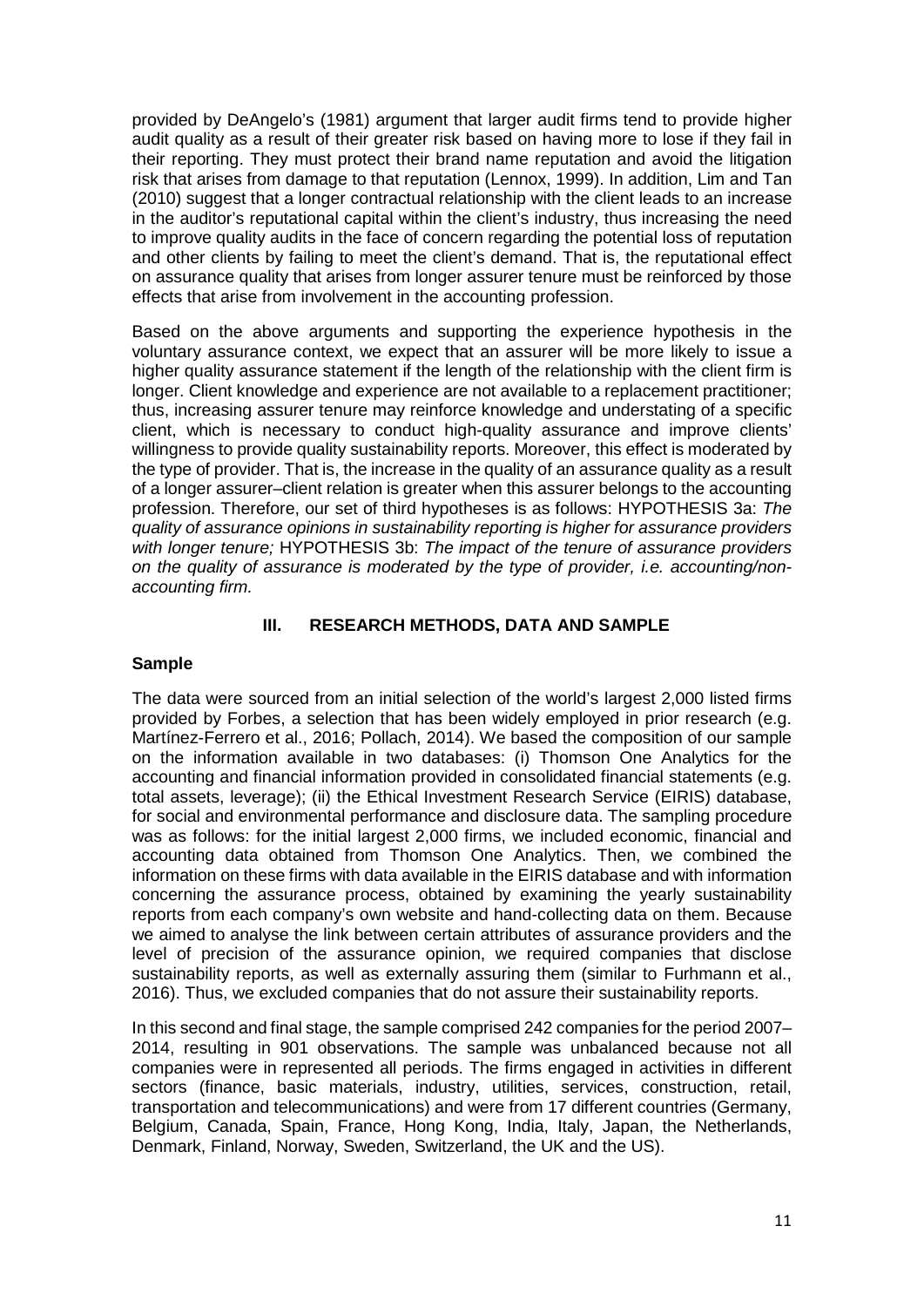provided by DeAngelo's (1981) argument that larger audit firms tend to provide higher audit quality as a result of their greater risk based on having more to lose if they fail in their reporting. They must protect their brand name reputation and avoid the litigation risk that arises from damage to that reputation (Lennox, 1999). In addition, Lim and Tan (2010) suggest that a longer contractual relationship with the client leads to an increase in the auditor's reputational capital within the client's industry, thus increasing the need to improve quality audits in the face of concern regarding the potential loss of reputation and other clients by failing to meet the client's demand. That is, the reputational effect on assurance quality that arises from longer assurer tenure must be reinforced by those effects that arise from involvement in the accounting profession.

Based on the above arguments and supporting the experience hypothesis in the voluntary assurance context, we expect that an assurer will be more likely to issue a higher quality assurance statement if the length of the relationship with the client firm is longer. Client knowledge and experience are not available to a replacement practitioner; thus, increasing assurer tenure may reinforce knowledge and understating of a specific client, which is necessary to conduct high-quality assurance and improve clients' willingness to provide quality sustainability reports. Moreover, this effect is moderated by the type of provider. That is, the increase in the quality of an assurance quality as a result of a longer assurer–client relation is greater when this assurer belongs to the accounting profession. Therefore, our set of third hypotheses is as follows: HYPOTHESIS 3a: *The quality of assurance opinions in sustainability reporting is higher for assurance providers with longer tenure;* HYPOTHESIS 3b: *The impact of the tenure of assurance providers on the quality of assurance is moderated by the type of provider, i.e. accounting/non-accounting firm.*

## III. RESEARCH METHODS, DATA AND SAMPLE

### Sample

The data were sourced from an initial selection of the world's largest 2,000 listed firms provided by Forbes, a selection that has been widely employed in prior research (e.g. Martínez-Ferrero et al., 2016; Pollach, 2014). We based the composition of our sample on the information available in two databases: (i) Thomson One Analytics for the accounting and financial information provided in consolidated financial statements (e.g. total assets, leverage); (ii) the Ethical Investment Research Service (EIRIS) database, for social and environmental performance and disclosure data. The sampling procedure was as follows: for the initial largest 2,000 firms, we included economic, financial and accounting data obtained from Thomson One Analytics. Then, we combined the information on these firms with data available in the EIRIS database and with information concerning the assurance process, obtained by examining the yearly sustainability reports from each company's own website and hand-collecting data on them. Because we aimed to analyse the link between certain attributes of assurance providers and the level of precision of the assurance opinion, we required companies that disclose sustainability reports, as well as externally assuring them (similar to Furhmann et al., 2016). Thus, we excluded companies that do not assure their sustainability reports.

In this second and final stage, the sample comprised 242 companies for the period 2007–2014, resulting in 901 observations. The sample was unbalanced because not all companies were in represented all periods. The firms engaged in activities in different sectors (finance, basic materials, industry, utilities, services, construction, retail, transportation and telecommunications) and were from 17 different countries (Germany, Belgium, Canada, Spain, France, Hong Kong, India, Italy, Japan, the Netherlands, Denmark, Finland, Norway, Sweden, Switzerland, the UK and the US).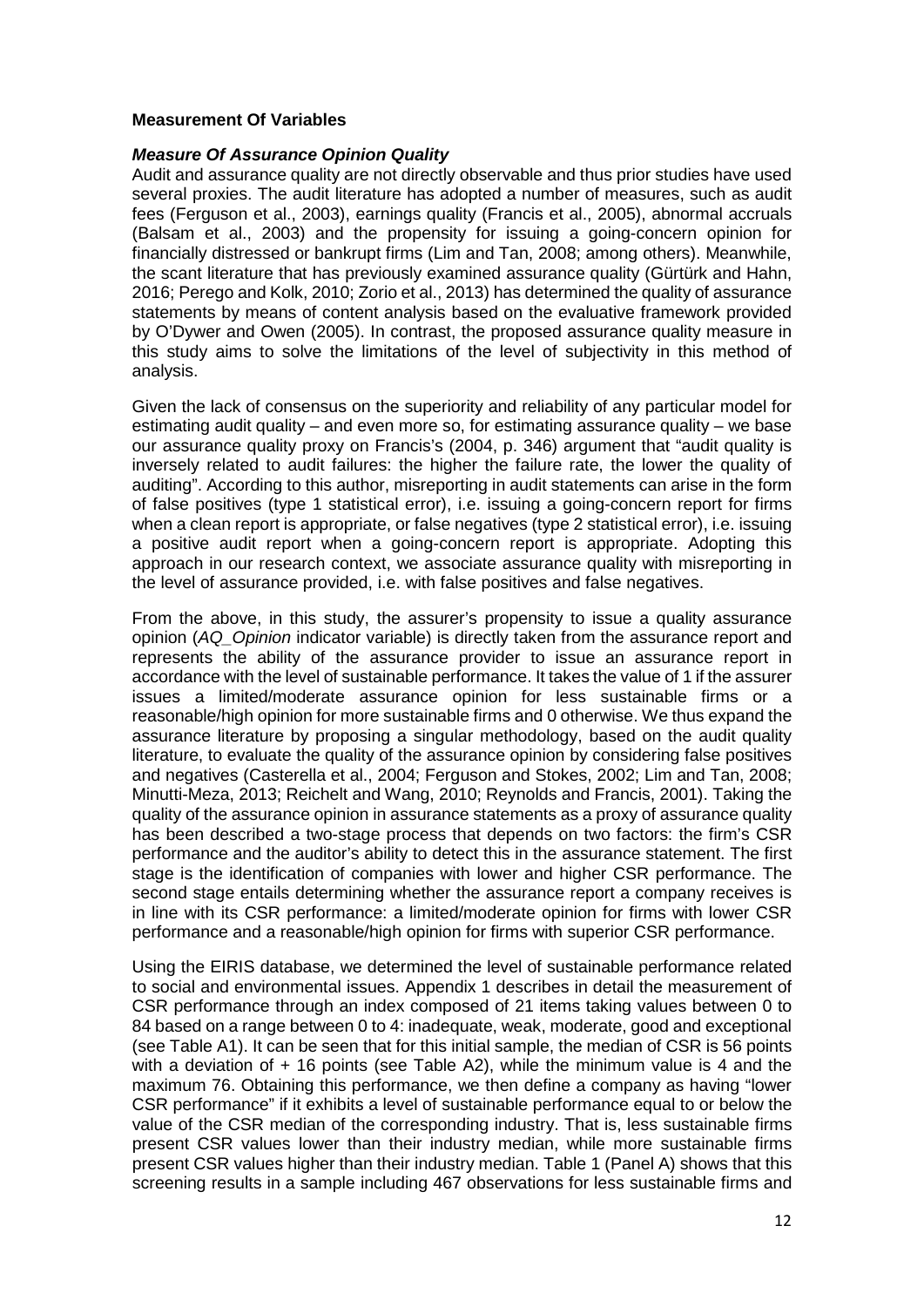**Measurement Of Variables**

***Measure Of Assurance Opinion Quality***

Audit and assurance quality are not directly observable and thus prior studies have used several proxies. The audit literature has adopted a number of measures, such as audit fees (Ferguson et al., 2003), earnings quality (Francis et al., 2005), abnormal accruals (Balsam et al., 2003) and the propensity for issuing a going-concern opinion for financially distressed or bankrupt firms (Lim and Tan, 2008; among others). Meanwhile, the scant literature that has previously examined assurance quality (Gürtürk and Hahn, 2016; Perego and Kolk, 2010; Zorio et al., 2013) has determined the quality of assurance statements by means of content analysis based on the evaluative framework provided by O'Dywer and Owen (2005). In contrast, the proposed assurance quality measure in this study aims to solve the limitations of the level of subjectivity in this method of analysis.

Given the lack of consensus on the superiority and reliability of any particular model for estimating audit quality – and even more so, for estimating assurance quality – we base our assurance quality proxy on Francis's (2004, p. 346) argument that "audit quality is inversely related to audit failures: the higher the failure rate, the lower the quality of auditing". According to this author, misreporting in audit statements can arise in the form of false positives (type 1 statistical error), i.e. issuing a going-concern report for firms when a clean report is appropriate, or false negatives (type 2 statistical error), i.e. issuing a positive audit report when a going-concern report is appropriate. Adopting this approach in our research context, we associate assurance quality with misreporting in the level of assurance provided, i.e. with false positives and false negatives.

From the above, in this study, the assurer's propensity to issue a quality assurance opinion (*AQ_Opinion* indicator variable) is directly taken from the assurance report and represents the ability of the assurance provider to issue an assurance report in accordance with the level of sustainable performance. It takes the value of 1 if the assurer issues a limited/moderate assurance opinion for less sustainable firms or a reasonable/high opinion for more sustainable firms and 0 otherwise. We thus expand the assurance literature by proposing a singular methodology, based on the audit quality literature, to evaluate the quality of the assurance opinion by considering false positives and negatives (Casterella et al., 2004; Ferguson and Stokes, 2002; Lim and Tan, 2008; Minutti-Meza, 2013; Reichelt and Wang, 2010; Reynolds and Francis, 2001). Taking the quality of the assurance opinion in assurance statements as a proxy of assurance quality has been described a two-stage process that depends on two factors: the firm's CSR performance and the auditor's ability to detect this in the assurance statement. The first stage is the identification of companies with lower and higher CSR performance. The second stage entails determining whether the assurance report a company receives is in line with its CSR performance: a limited/moderate opinion for firms with lower CSR performance and a reasonable/high opinion for firms with superior CSR performance.

Using the EIRIS database, we determined the level of sustainable performance related to social and environmental issues. Appendix 1 describes in detail the measurement of CSR performance through an index composed of 21 items taking values between 0 to 84 based on a range between 0 to 4: inadequate, weak, moderate, good and exceptional (see Table A1). It can be seen that for this initial sample, the median of CSR is 56 points with a deviation of + 16 points (see Table A2), while the minimum value is 4 and the maximum 76. Obtaining this performance, we then define a company as having "lower CSR performance" if it exhibits a level of sustainable performance equal to or below the value of the CSR median of the corresponding industry. That is, less sustainable firms present CSR values lower than their industry median, while more sustainable firms present CSR values higher than their industry median. Table 1 (Panel A) shows that this screening results in a sample including 467 observations for less sustainable firms and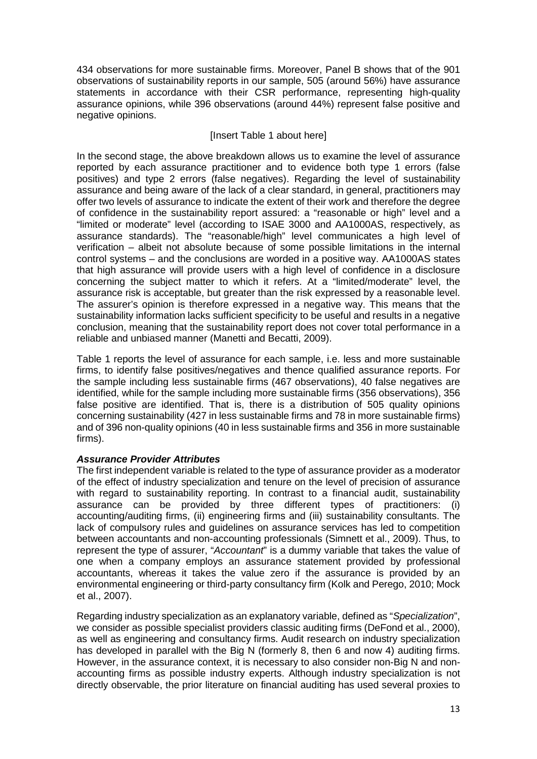434 observations for more sustainable firms. Moreover, Panel B shows that of the 901 observations of sustainability reports in our sample, 505 (around 56%) have assurance statements in accordance with their CSR performance, representing high-quality assurance opinions, while 396 observations (around 44%) represent false positive and negative opinions.

[Insert Table 1 about here]

In the second stage, the above breakdown allows us to examine the level of assurance reported by each assurance practitioner and to evidence both type 1 errors (false positives) and type 2 errors (false negatives). Regarding the level of sustainability assurance and being aware of the lack of a clear standard, in general, practitioners may offer two levels of assurance to indicate the extent of their work and therefore the degree of confidence in the sustainability report assured: a "reasonable or high" level and a "limited or moderate" level (according to ISAE 3000 and AA1000AS, respectively, as assurance standards). The "reasonable/high" level communicates a high level of verification – albeit not absolute because of some possible limitations in the internal control systems – and the conclusions are worded in a positive way. AA1000AS states that high assurance will provide users with a high level of confidence in a disclosure concerning the subject matter to which it refers. At a "limited/moderate" level, the assurance risk is acceptable, but greater than the risk expressed by a reasonable level. The assurer's opinion is therefore expressed in a negative way. This means that the sustainability information lacks sufficient specificity to be useful and results in a negative conclusion, meaning that the sustainability report does not cover total performance in a reliable and unbiased manner (Manetti and Becatti, 2009).

Table 1 reports the level of assurance for each sample, i.e. less and more sustainable firms, to identify false positives/negatives and thence qualified assurance reports. For the sample including less sustainable firms (467 observations), 40 false negatives are identified, while for the sample including more sustainable firms (356 observations), 356 false positive are identified. That is, there is a distribution of 505 quality opinions concerning sustainability (427 in less sustainable firms and 78 in more sustainable firms) and of 396 non-quality opinions (40 in less sustainable firms and 356 in more sustainable firms).

### *Assurance Provider Attributes*

The first independent variable is related to the type of assurance provider as a moderator of the effect of industry specialization and tenure on the level of precision of assurance with regard to sustainability reporting. In contrast to a financial audit, sustainability assurance can be provided by three different types of practitioners: (i) accounting/auditing firms, (ii) engineering firms and (iii) sustainability consultants. The lack of compulsory rules and guidelines on assurance services has led to competition between accountants and non-accounting professionals (Simnett et al., 2009). Thus, to represent the type of assurer, "*Accountant*" is a dummy variable that takes the value of one when a company employs an assurance statement provided by professional accountants, whereas it takes the value zero if the assurance is provided by an environmental engineering or third-party consultancy firm (Kolk and Perego, 2010; Mock et al., 2007).

Regarding industry specialization as an explanatory variable, defined as "*Specialization*", we consider as possible specialist providers classic auditing firms (DeFond et al., 2000), as well as engineering and consultancy firms. Audit research on industry specialization has developed in parallel with the Big N (formerly 8, then 6 and now 4) auditing firms. However, in the assurance context, it is necessary to also consider non-Big N and non-accounting firms as possible industry experts. Although industry specialization is not directly observable, the prior literature on financial auditing has used several proxies to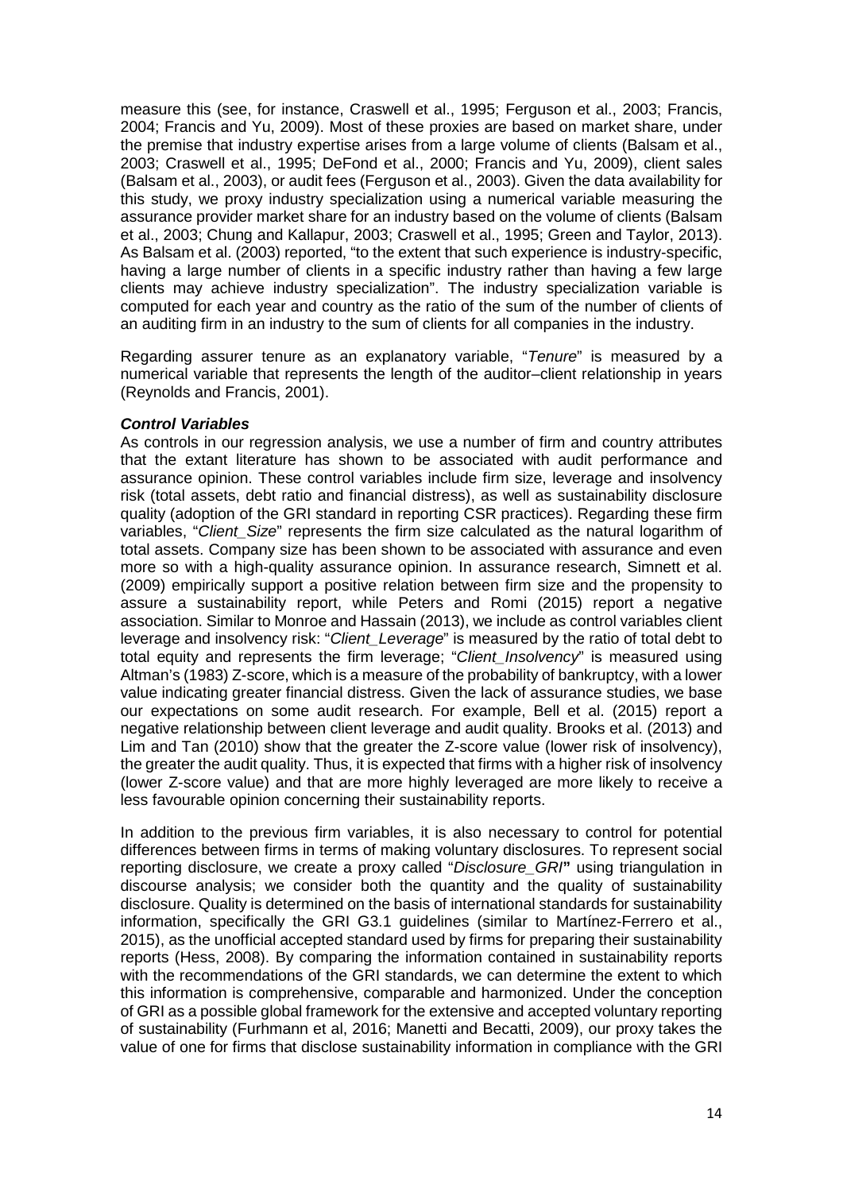measure this (see, for instance, Craswell et al., 1995; Ferguson et al., 2003; Francis, 2004; Francis and Yu, 2009). Most of these proxies are based on market share, under the premise that industry expertise arises from a large volume of clients (Balsam et al., 2003; Craswell et al., 1995; DeFond et al., 2000; Francis and Yu, 2009), client sales (Balsam et al., 2003), or audit fees (Ferguson et al., 2003). Given the data availability for this study, we proxy industry specialization using a numerical variable measuring the assurance provider market share for an industry based on the volume of clients (Balsam et al., 2003; Chung and Kallapur, 2003; Craswell et al., 1995; Green and Taylor, 2013). As Balsam et al. (2003) reported, "to the extent that such experience is industry-specific, having a large number of clients in a specific industry rather than having a few large clients may achieve industry specialization". The industry specialization variable is computed for each year and country as the ratio of the sum of the number of clients of an auditing firm in an industry to the sum of clients for all companies in the industry.

Regarding assurer tenure as an explanatory variable, "*Tenure*" is measured by a numerical variable that represents the length of the auditor–client relationship in years (Reynolds and Francis, 2001).

***Control Variables***

As controls in our regression analysis, we use a number of firm and country attributes that the extant literature has shown to be associated with audit performance and assurance opinion. These control variables include firm size, leverage and insolvency risk (total assets, debt ratio and financial distress), as well as sustainability disclosure quality (adoption of the GRI standard in reporting CSR practices). Regarding these firm variables, "*Client_Size*" represents the firm size calculated as the natural logarithm of total assets. Company size has been shown to be associated with assurance and even more so with a high-quality assurance opinion. In assurance research, Simnett et al. (2009) empirically support a positive relation between firm size and the propensity to assure a sustainability report, while Peters and Romi (2015) report a negative association. Similar to Monroe and Hassain (2013), we include as control variables client leverage and insolvency risk: "*Client_Leverage*" is measured by the ratio of total debt to total equity and represents the firm leverage; "*Client_Insolvency*" is measured using Altman's (1983) Z-score, which is a measure of the probability of bankruptcy, with a lower value indicating greater financial distress. Given the lack of assurance studies, we base our expectations on some audit research. For example, Bell et al. (2015) report a negative relationship between client leverage and audit quality. Brooks et al. (2013) and Lim and Tan (2010) show that the greater the Z-score value (lower risk of insolvency), the greater the audit quality. Thus, it is expected that firms with a higher risk of insolvency (lower Z-score value) and that are more highly leveraged are more likely to receive a less favourable opinion concerning their sustainability reports.

In addition to the previous firm variables, it is also necessary to control for potential differences between firms in terms of making voluntary disclosures. To represent social reporting disclosure, we create a proxy called "*Disclosure_GRI*" using triangulation in discourse analysis; we consider both the quantity and the quality of sustainability disclosure. Quality is determined on the basis of international standards for sustainability information, specifically the GRI G3.1 guidelines (similar to Martínez-Ferrero et al., 2015), as the unofficial accepted standard used by firms for preparing their sustainability reports (Hess, 2008). By comparing the information contained in sustainability reports with the recommendations of the GRI standards, we can determine the extent to which this information is comprehensive, comparable and harmonized. Under the conception of GRI as a possible global framework for the extensive and accepted voluntary reporting of sustainability (Furhmann et al, 2016; Manetti and Becatti, 2009), our proxy takes the value of one for firms that disclose sustainability information in compliance with the GRI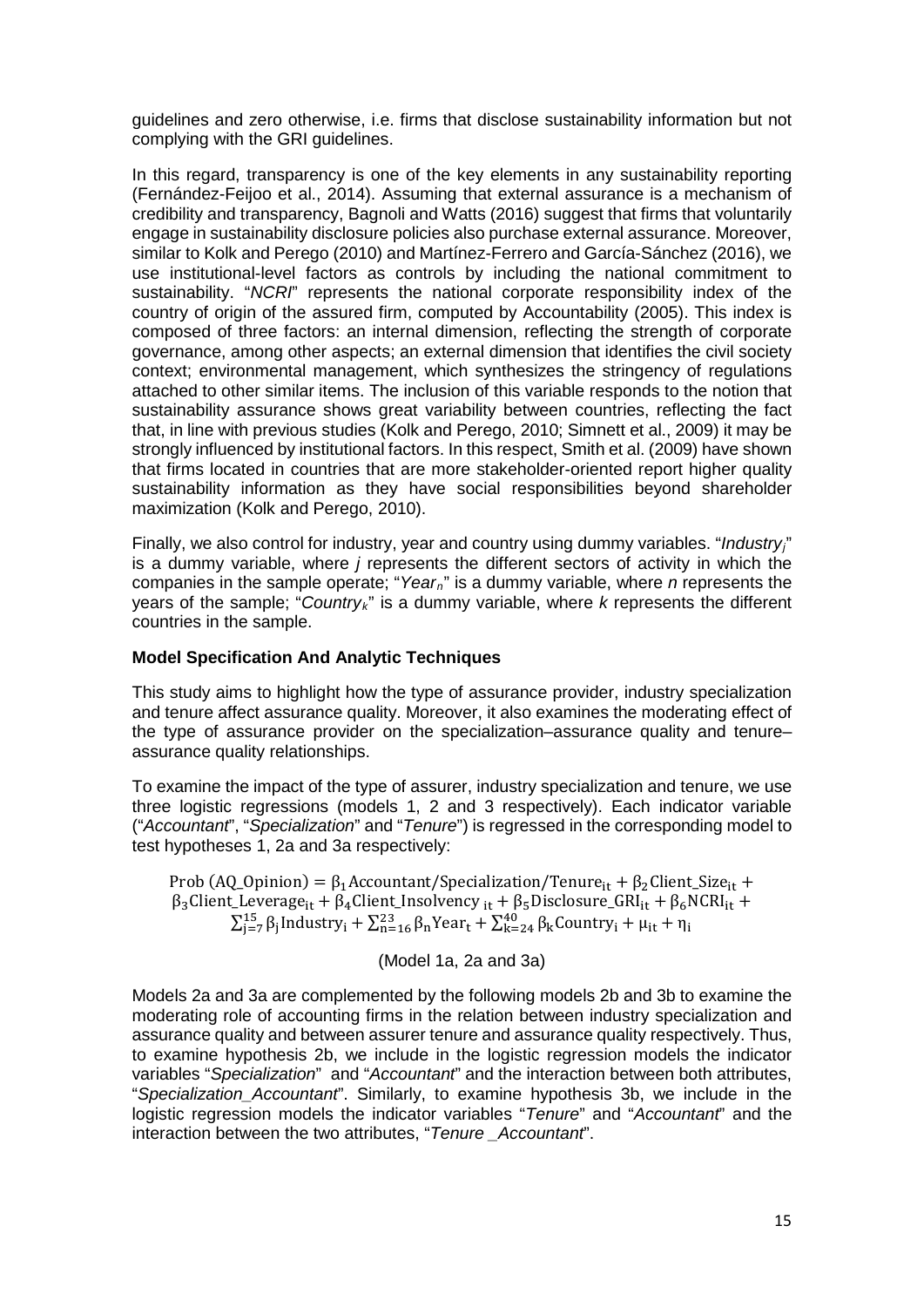guidelines and zero otherwise, i.e. firms that disclose sustainability information but not complying with the GRI guidelines.

In this regard, transparency is one of the key elements in any sustainability reporting (Fernández-Feijoo et al., 2014). Assuming that external assurance is a mechanism of credibility and transparency, Bagnoli and Watts (2016) suggest that firms that voluntarily engage in sustainability disclosure policies also purchase external assurance. Moreover, similar to Kolk and Perego (2010) and Martínez-Ferrero and García-Sánchez (2016), we use institutional-level factors as controls by including the national commitment to sustainability. "*NCRI*" represents the national corporate responsibility index of the country of origin of the assured firm, computed by Accountability (2005). This index is composed of three factors: an internal dimension, reflecting the strength of corporate governance, among other aspects; an external dimension that identifies the civil society context; environmental management, which synthesizes the stringency of regulations attached to other similar items. The inclusion of this variable responds to the notion that sustainability assurance shows great variability between countries, reflecting the fact that, in line with previous studies (Kolk and Perego, 2010; Simnett et al., 2009) it may be strongly influenced by institutional factors. In this respect, Smith et al. (2009) have shown that firms located in countries that are more stakeholder-oriented report higher quality sustainability information as they have social responsibilities beyond shareholder maximization (Kolk and Perego, 2010).

Finally, we also control for industry, year and country using dummy variables. "*Industry$_j$*" is a dummy variable, where *j* represents the different sectors of activity in which the companies in the sample operate; "*Year$_n$*" is a dummy variable, where *n* represents the years of the sample; "*Country$_k$*" is a dummy variable, where *k* represents the different countries in the sample.

**Model Specification And Analytic Techniques**

This study aims to highlight how the type of assurance provider, industry specialization and tenure affect assurance quality. Moreover, it also examines the moderating effect of the type of assurance provider on the specialization–assurance quality and tenure–assurance quality relationships.

To examine the impact of the type of assurer, industry specialization and tenure, we use three logistic regressions (models 1, 2 and 3 respectively). Each indicator variable ("*Accountant*", "*Specialization*" and "*Tenure*") is regressed in the corresponding model to test hypotheses 1, 2a and 3a respectively:

$$\text{Prob (AQ\_Opinion)} = \beta_1 \text{Accountant/Specialization/Tenure}_{it} + \beta_2 \text{Client\_Size}_{it} + \beta_3 \text{Client\_Leverage}_{it} + \beta_4 \text{Client\_Insolvency}_{it} + \beta_5 \text{Disclosure\_GRI}_{it} + \beta_6 \text{NCRI}_{it} + \sum_{j=7}^{15} \beta_j \text{Industry}_i + \sum_{n=16}^{23} \beta_n \text{Year}_t + \sum_{k=24}^{40} \beta_k \text{Country}_i + \mu_{it} + \eta_i$$

(Model 1a, 2a and 3a)

Models 2a and 3a are complemented by the following models 2b and 3b to examine the moderating role of accounting firms in the relation between industry specialization and assurance quality and between assurer tenure and assurance quality respectively. Thus, to examine hypothesis 2b, we include in the logistic regression models the indicator variables "*Specialization*" and "*Accountant*" and the interaction between both attributes, "*Specialization_Accountant*". Similarly, to examine hypothesis 3b, we include in the logistic regression models the indicator variables "*Tenure*" and "*Accountant*" and the interaction between the two attributes, "*Tenure _Accountant*".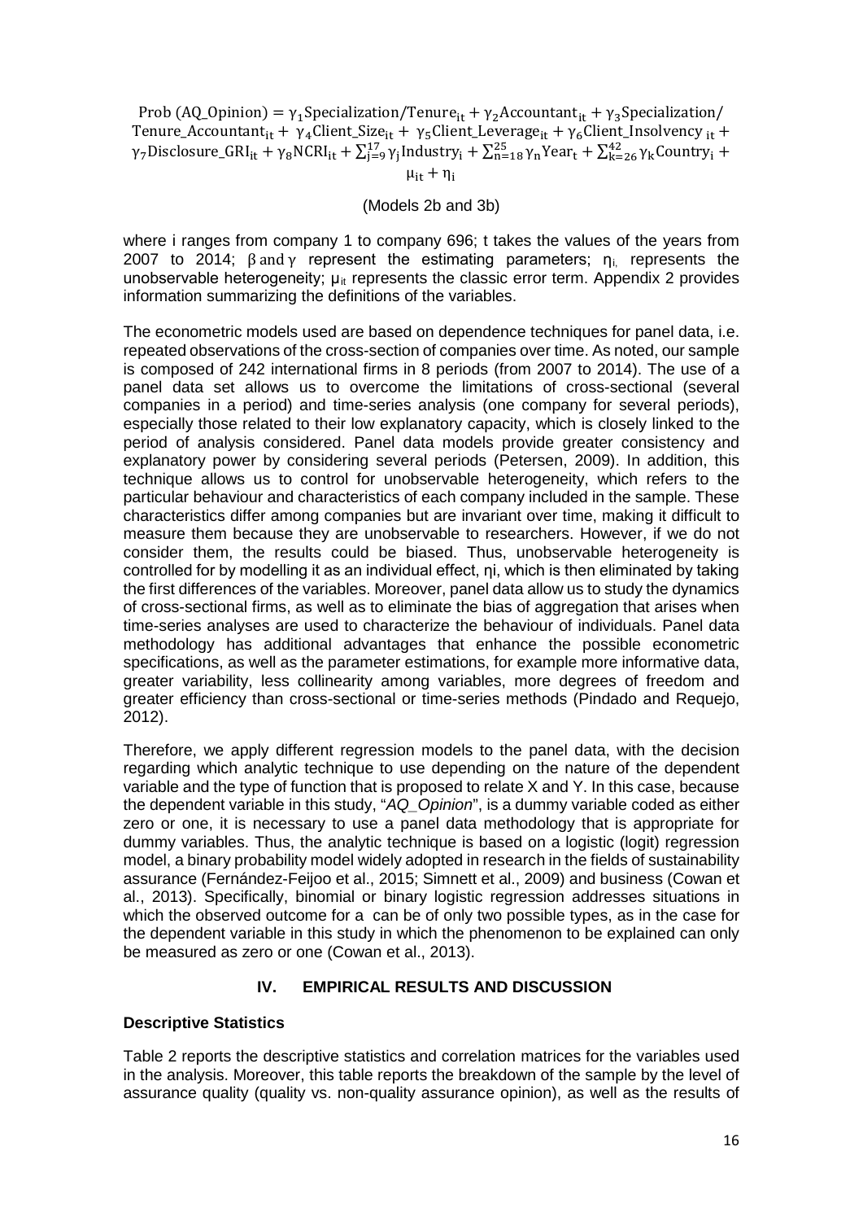$$\text{Prob (AQ\_Opinion)} = \gamma_1 \text{Specialization/Tenure}_{it} + \gamma_2 \text{Accountant}_{it} + \gamma_3 \text{Specialization/Tenure\_Accountant}_{it} + \gamma_4 \text{Client\_Size}_{it} + \gamma_5 \text{Client\_Leverage}_{it} + \gamma_6 \text{Client\_Insolvency}_{it} + \gamma_7 \text{Disclosure\_GRI}_{it} + \gamma_8 \text{NCRI}_{it} + \sum_{j=9}^{17} \gamma_j \text{Industry}_i + \sum_{n=18}^{25} \gamma_n \text{Year}_t + \sum_{k=26}^{42} \gamma_k \text{Country}_i + \mu_{it} + \eta_i$$

(Models 2b and 3b)

where i ranges from company 1 to company 696; t takes the values of the years from 2007 to 2014; $\beta$ and $\gamma$ represent the estimating parameters; $\eta_i$, represents the unobservable heterogeneity; $\mu_{it}$ represents the classic error term. Appendix 2 provides information summarizing the definitions of the variables.

The econometric models used are based on dependence techniques for panel data, i.e. repeated observations of the cross-section of companies over time. As noted, our sample is composed of 242 international firms in 8 periods (from 2007 to 2014). The use of a panel data set allows us to overcome the limitations of cross-sectional (several companies in a period) and time-series analysis (one company for several periods), especially those related to their low explanatory capacity, which is closely linked to the period of analysis considered. Panel data models provide greater consistency and explanatory power by considering several periods (Petersen, 2009). In addition, this technique allows us to control for unobservable heterogeneity, which refers to the particular behaviour and characteristics of each company included in the sample. These characteristics differ among companies but are invariant over time, making it difficult to measure them because they are unobservable to researchers. However, if we do not consider them, the results could be biased. Thus, unobservable heterogeneity is controlled for by modelling it as an individual effect, $\eta_i$, which is then eliminated by taking the first differences of the variables. Moreover, panel data allow us to study the dynamics of cross-sectional firms, as well as to eliminate the bias of aggregation that arises when time-series analyses are used to characterize the behaviour of individuals. Panel data methodology has additional advantages that enhance the possible econometric specifications, as well as the parameter estimations, for example more informative data, greater variability, less collinearity among variables, more degrees of freedom and greater efficiency than cross-sectional or time-series methods (Pindado and Requejo, 2012).

Therefore, we apply different regression models to the panel data, with the decision regarding which analytic technique to use depending on the nature of the dependent variable and the type of function that is proposed to relate X and Y. In this case, because the dependent variable in this study, "*AQ_Opinion*", is a dummy variable coded as either zero or one, it is necessary to use a panel data methodology that is appropriate for dummy variables. Thus, the analytic technique is based on a logistic (logit) regression model, a binary probability model widely adopted in research in the fields of sustainability assurance (Fernández-Feijoo et al., 2015; Simnett et al., 2009) and business (Cowan et al., 2013). Specifically, binomial or binary logistic regression addresses situations in which the observed outcome for a can be of only two possible types, as in the case for the dependent variable in this study in which the phenomenon to be explained can only be measured as zero or one (Cowan et al., 2013).

## IV. EMPIRICAL RESULTS AND DISCUSSION

### Descriptive Statistics

Table 2 reports the descriptive statistics and correlation matrices for the variables used in the analysis. Moreover, this table reports the breakdown of the sample by the level of assurance quality (quality vs. non-quality assurance opinion), as well as the results of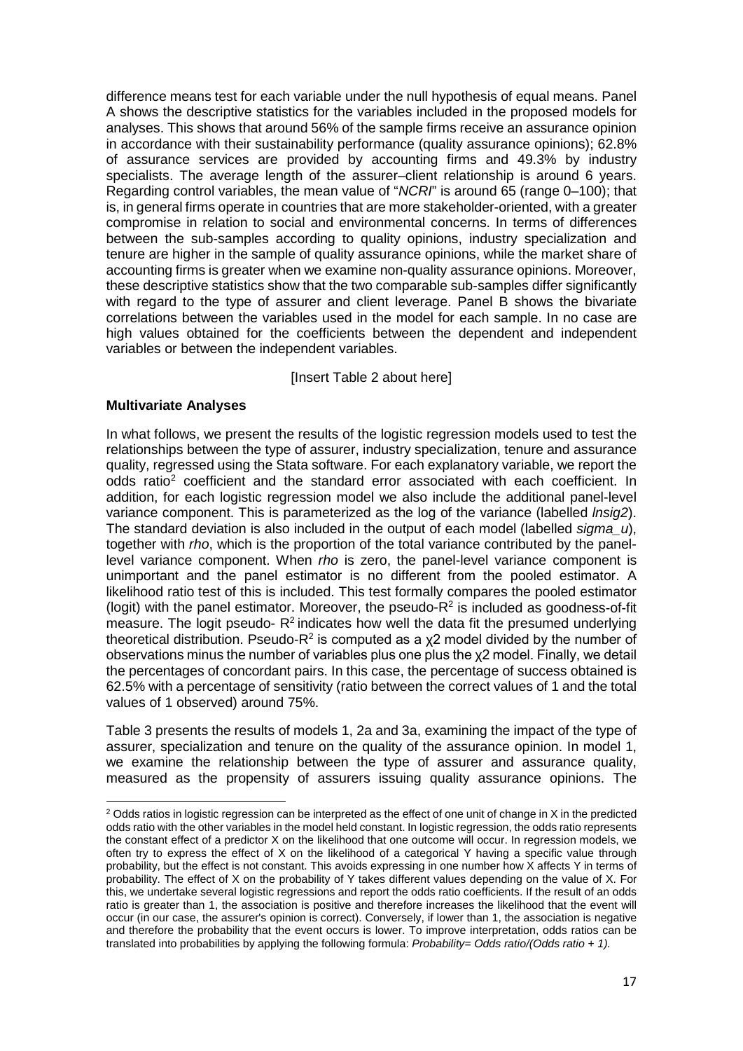difference means test for each variable under the null hypothesis of equal means. Panel A shows the descriptive statistics for the variables included in the proposed models for analyses. This shows that around 56% of the sample firms receive an assurance opinion in accordance with their sustainability performance (quality assurance opinions); 62.8% of assurance services are provided by accounting firms and 49.3% by industry specialists. The average length of the assurer–client relationship is around 6 years. Regarding control variables, the mean value of "*NCRI*" is around 65 (range 0–100); that is, in general firms operate in countries that are more stakeholder-oriented, with a greater compromise in relation to social and environmental concerns. In terms of differences between the sub-samples according to quality opinions, industry specialization and tenure are higher in the sample of quality assurance opinions, while the market share of accounting firms is greater when we examine non-quality assurance opinions. Moreover, these descriptive statistics show that the two comparable sub-samples differ significantly with regard to the type of assurer and client leverage. Panel B shows the bivariate correlations between the variables used in the model for each sample. In no case are high values obtained for the coefficients between the dependent and independent variables or between the independent variables.

[Insert Table 2 about here]

**Multivariate Analyses**

In what follows, we present the results of the logistic regression models used to test the relationships between the type of assurer, industry specialization, tenure and assurance quality, regressed using the Stata software. For each explanatory variable, we report the odds ratio[2] coefficient and the standard error associated with each coefficient. In addition, for each logistic regression model we also include the additional panel-level variance component. This is parameterized as the log of the variance (labelled *lnsig2*). The standard deviation is also included in the output of each model (labelled *sigma_u*), together with *rho*, which is the proportion of the total variance contributed by the panel-level variance component. When *rho* is zero, the panel-level variance component is unimportant and the panel estimator is no different from the pooled estimator. A likelihood ratio test of this is included. This test formally compares the pooled estimator (logit) with the panel estimator. Moreover, the pseudo-$R^2$ is included as goodness-of-fit measure. The logit pseudo- $R^2$ indicates how well the data fit the presumed underlying theoretical distribution. Pseudo-$R^2$ is computed as a $\chi 2$ model divided by the number of observations minus the number of variables plus one plus the $\chi 2$ model. Finally, we detail the percentages of concordant pairs. In this case, the percentage of success obtained is 62.5% with a percentage of sensitivity (ratio between the correct values of 1 and the total values of 1 observed) around 75%.

Table 3 presents the results of models 1, 2a and 3a, examining the impact of the type of assurer, specialization and tenure on the quality of the assurance opinion. In model 1, we examine the relationship between the type of assurer and assurance quality, measured as the propensity of assurers issuing quality assurance opinions. The

[2] Odds ratios in logistic regression can be interpreted as the effect of one unit of change in X in the predicted odds ratio with the other variables in the model held constant. In logistic regression, the odds ratio represents the constant effect of a predictor X on the likelihood that one outcome will occur. In regression models, we often try to express the effect of X on the likelihood of a categorical Y having a specific value through probability, but the effect is not constant. This avoids expressing in one number how X affects Y in terms of probability. The effect of X on the probability of Y takes different values depending on the value of X. For this, we undertake several logistic regressions and report the odds ratio coefficients. If the result of an odds ratio is greater than 1, the association is positive and therefore increases the likelihood that the event will occur (in our case, the assurer's opinion is correct). Conversely, if lower than 1, the association is negative and therefore the probability that the event occurs is lower. To improve interpretation, odds ratios can be translated into probabilities by applying the following formula: *Probability= Odds ratio/(Odds ratio + 1).*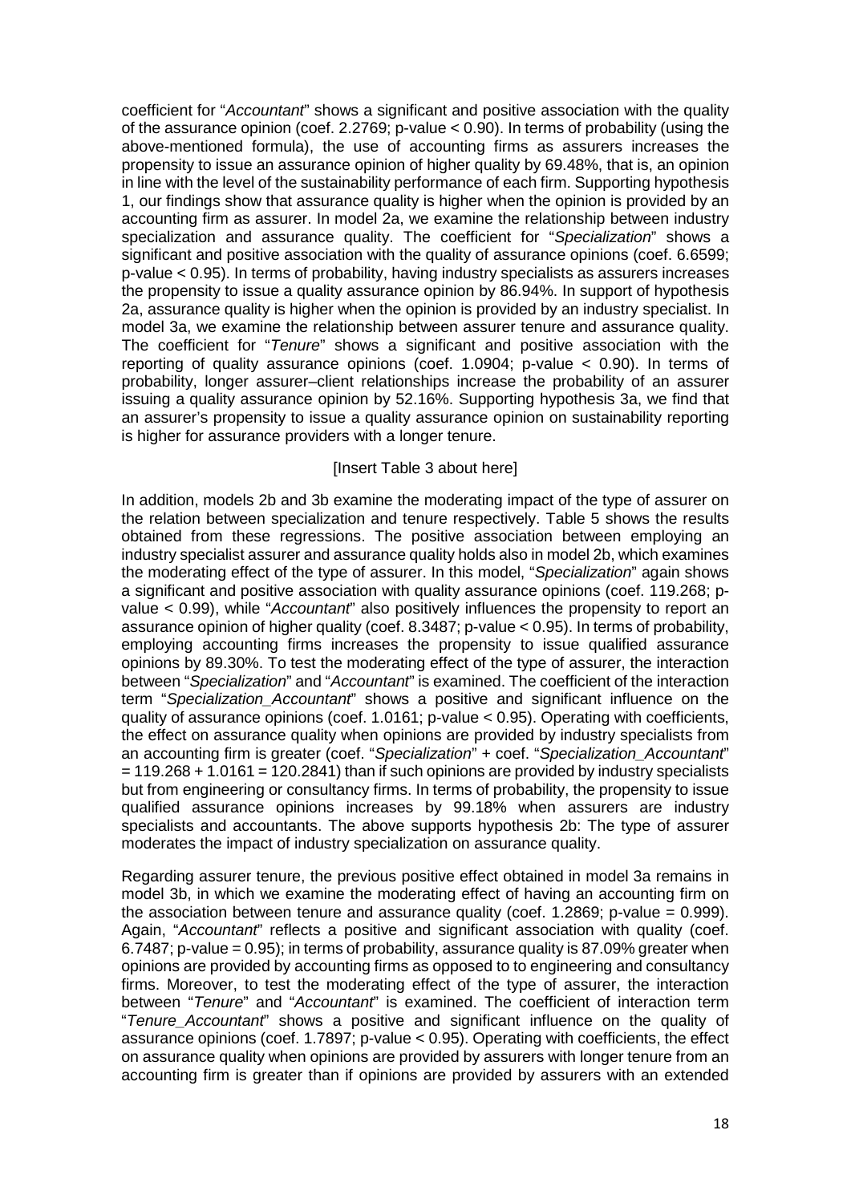coefficient for "*Accountant*" shows a significant and positive association with the quality of the assurance opinion (coef. 2.2769; p-value < 0.90). In terms of probability (using the above-mentioned formula), the use of accounting firms as assurers increases the propensity to issue an assurance opinion of higher quality by 69.48%, that is, an opinion in line with the level of the sustainability performance of each firm. Supporting hypothesis 1, our findings show that assurance quality is higher when the opinion is provided by an accounting firm as assurer. In model 2a, we examine the relationship between industry specialization and assurance quality. The coefficient for "*Specialization*" shows a significant and positive association with the quality of assurance opinions (coef. 6.6599; p-value < 0.95). In terms of probability, having industry specialists as assurers increases the propensity to issue a quality assurance opinion by 86.94%. In support of hypothesis 2a, assurance quality is higher when the opinion is provided by an industry specialist. In model 3a, we examine the relationship between assurer tenure and assurance quality. The coefficient for "*Tenure*" shows a significant and positive association with the reporting of quality assurance opinions (coef. 1.0904; p-value < 0.90). In terms of probability, longer assurer–client relationships increase the probability of an assurer issuing a quality assurance opinion by 52.16%. Supporting hypothesis 3a, we find that an assurer's propensity to issue a quality assurance opinion on sustainability reporting is higher for assurance providers with a longer tenure.

[Insert Table 3 about here]

In addition, models 2b and 3b examine the moderating impact of the type of assurer on the relation between specialization and tenure respectively. Table 5 shows the results obtained from these regressions. The positive association between employing an industry specialist assurer and assurance quality holds also in model 2b, which examines the moderating effect of the type of assurer. In this model, "*Specialization*" again shows a significant and positive association with quality assurance opinions (coef. 119.268; p-value < 0.99), while "*Accountant*" also positively influences the propensity to report an assurance opinion of higher quality (coef. 8.3487; p-value < 0.95). In terms of probability, employing accounting firms increases the propensity to issue qualified assurance opinions by 89.30%. To test the moderating effect of the type of assurer, the interaction between "*Specialization*" and "*Accountant*" is examined. The coefficient of the interaction term "*Specialization_Accountant*" shows a positive and significant influence on the quality of assurance opinions (coef. 1.0161; p-value < 0.95). Operating with coefficients, the effect on assurance quality when opinions are provided by industry specialists from an accounting firm is greater (coef. "*Specialization*" + coef. "*Specialization_Accountant*" = 119.268 + 1.0161 = 120.2841) than if such opinions are provided by industry specialists but from engineering or consultancy firms. In terms of probability, the propensity to issue qualified assurance opinions increases by 99.18% when assurers are industry specialists and accountants. The above supports hypothesis 2b: The type of assurer moderates the impact of industry specialization on assurance quality.

Regarding assurer tenure, the previous positive effect obtained in model 3a remains in model 3b, in which we examine the moderating effect of having an accounting firm on the association between tenure and assurance quality (coef. 1.2869; p-value = 0.999). Again, "*Accountant*" reflects a positive and significant association with quality (coef. 6.7487; p-value = 0.95); in terms of probability, assurance quality is 87.09% greater when opinions are provided by accounting firms as opposed to to engineering and consultancy firms. Moreover, to test the moderating effect of the type of assurer, the interaction between "*Tenure*" and "*Accountant*" is examined. The coefficient of interaction term "*Tenure_Accountant*" shows a positive and significant influence on the quality of assurance opinions (coef. 1.7897; p-value < 0.95). Operating with coefficients, the effect on assurance quality when opinions are provided by assurers with longer tenure from an accounting firm is greater than if opinions are provided by assurers with an extended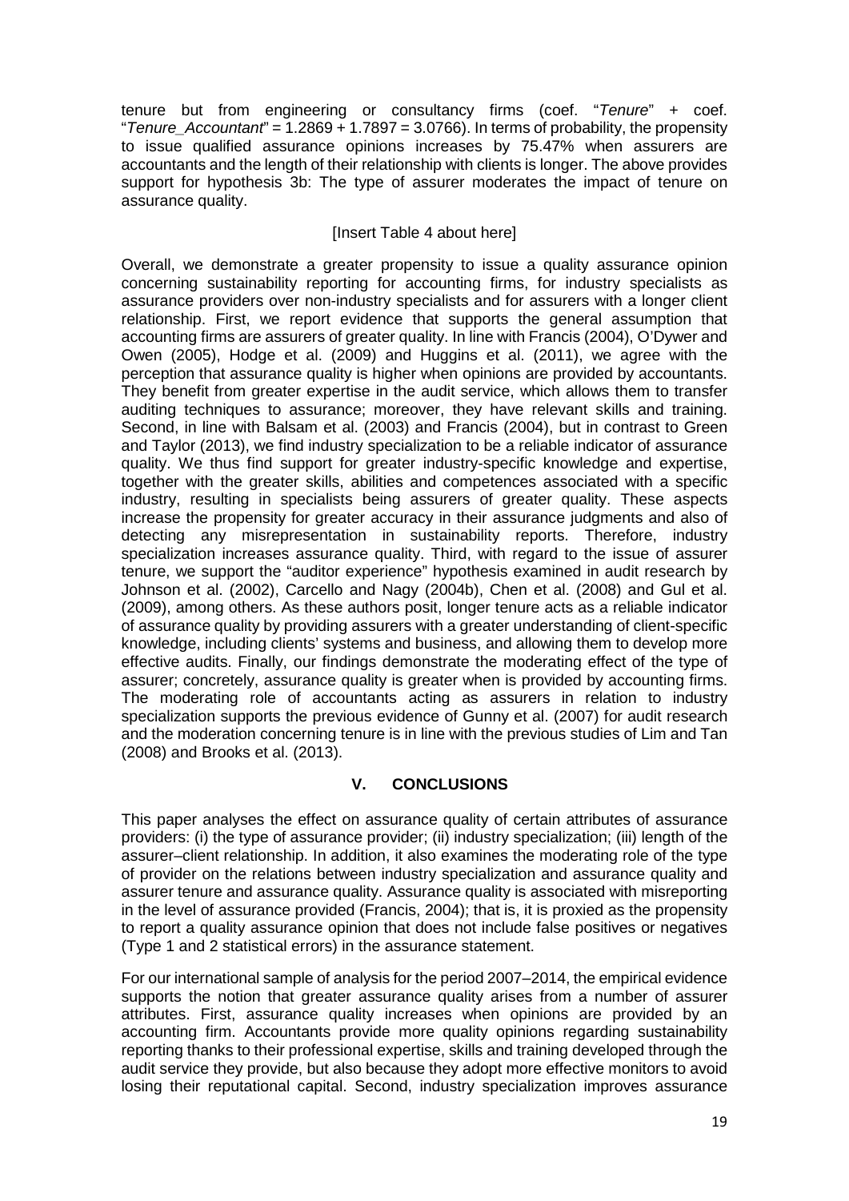tenure but from engineering or consultancy firms (coef. "*Tenure*" + coef. "*Tenure_Accountant*" = 1.2869 + 1.7897 = 3.0766). In terms of probability, the propensity to issue qualified assurance opinions increases by 75.47% when assurers are accountants and the length of their relationship with clients is longer. The above provides support for hypothesis 3b: The type of assurer moderates the impact of tenure on assurance quality.

[Insert Table 4 about here]

Overall, we demonstrate a greater propensity to issue a quality assurance opinion concerning sustainability reporting for accounting firms, for industry specialists as assurance providers over non-industry specialists and for assurers with a longer client relationship. First, we report evidence that supports the general assumption that accounting firms are assurers of greater quality. In line with Francis (2004), O'Dywer and Owen (2005), Hodge et al. (2009) and Huggins et al. (2011), we agree with the perception that assurance quality is higher when opinions are provided by accountants. They benefit from greater expertise in the audit service, which allows them to transfer auditing techniques to assurance; moreover, they have relevant skills and training. Second, in line with Balsam et al. (2003) and Francis (2004), but in contrast to Green and Taylor (2013), we find industry specialization to be a reliable indicator of assurance quality. We thus find support for greater industry-specific knowledge and expertise, together with the greater skills, abilities and competences associated with a specific industry, resulting in specialists being assurers of greater quality. These aspects increase the propensity for greater accuracy in their assurance judgments and also of detecting any misrepresentation in sustainability reports. Therefore, industry specialization increases assurance quality. Third, with regard to the issue of assurer tenure, we support the "auditor experience" hypothesis examined in audit research by Johnson et al. (2002), Carcello and Nagy (2004b), Chen et al. (2008) and Gul et al. (2009), among others. As these authors posit, longer tenure acts as a reliable indicator of assurance quality by providing assurers with a greater understanding of client-specific knowledge, including clients' systems and business, and allowing them to develop more effective audits. Finally, our findings demonstrate the moderating effect of the type of assurer; concretely, assurance quality is greater when is provided by accounting firms. The moderating role of accountants acting as assurers in relation to industry specialization supports the previous evidence of Gunny et al. (2007) for audit research and the moderation concerning tenure is in line with the previous studies of Lim and Tan (2008) and Brooks et al. (2013).

## V. CONCLUSIONS

This paper analyses the effect on assurance quality of certain attributes of assurance providers: (i) the type of assurance provider; (ii) industry specialization; (iii) length of the assurer–client relationship. In addition, it also examines the moderating role of the type of provider on the relations between industry specialization and assurance quality and assurer tenure and assurance quality. Assurance quality is associated with misreporting in the level of assurance provided (Francis, 2004); that is, it is proxied as the propensity to report a quality assurance opinion that does not include false positives or negatives (Type 1 and 2 statistical errors) in the assurance statement.

For our international sample of analysis for the period 2007–2014, the empirical evidence supports the notion that greater assurance quality arises from a number of assurer attributes. First, assurance quality increases when opinions are provided by an accounting firm. Accountants provide more quality opinions regarding sustainability reporting thanks to their professional expertise, skills and training developed through the audit service they provide, but also because they adopt more effective monitors to avoid losing their reputational capital. Second, industry specialization improves assurance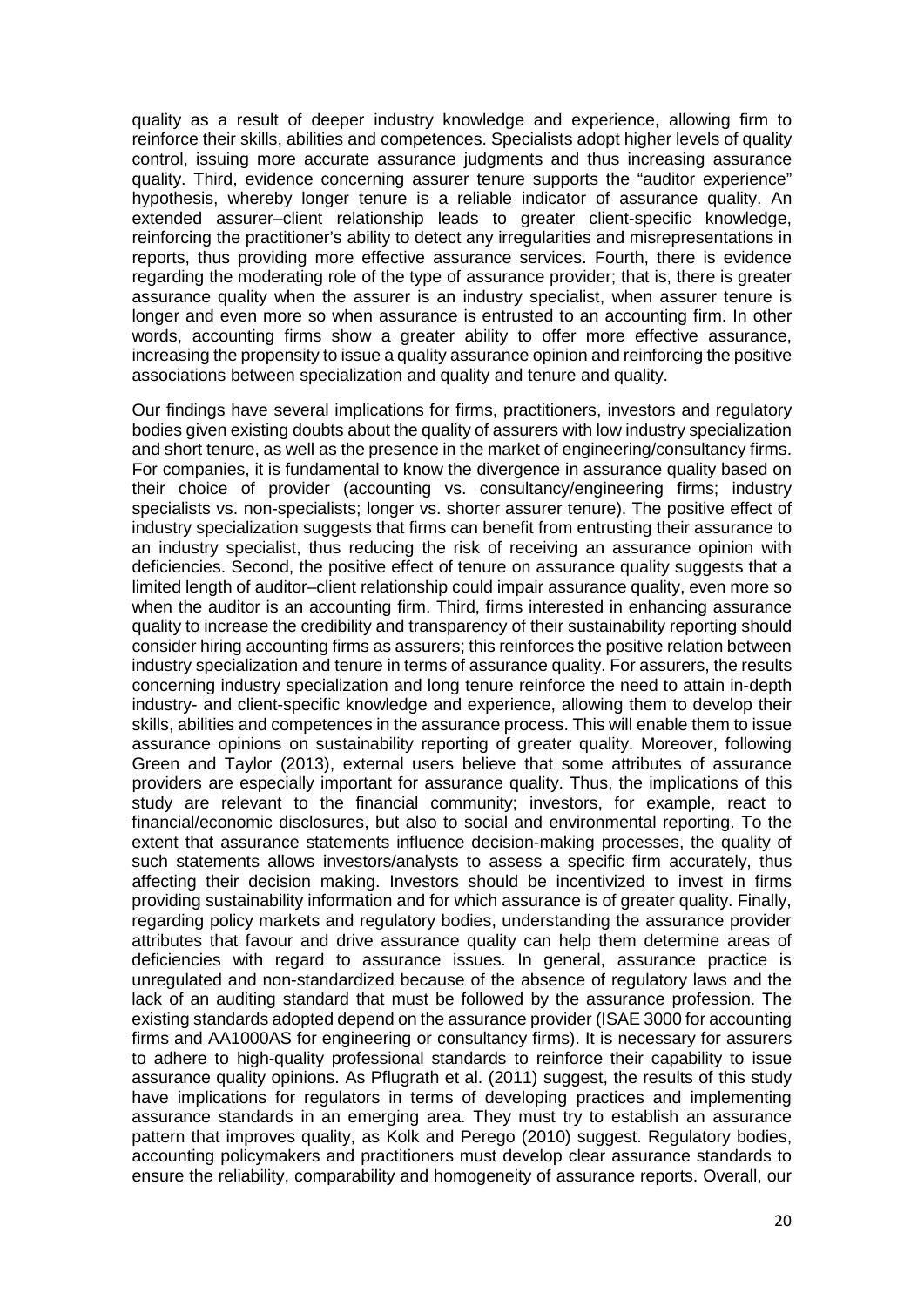quality as a result of deeper industry knowledge and experience, allowing firm to reinforce their skills, abilities and competences. Specialists adopt higher levels of quality control, issuing more accurate assurance judgments and thus increasing assurance quality. Third, evidence concerning assurer tenure supports the "auditor experience" hypothesis, whereby longer tenure is a reliable indicator of assurance quality. An extended assurer–client relationship leads to greater client-specific knowledge, reinforcing the practitioner's ability to detect any irregularities and misrepresentations in reports, thus providing more effective assurance services. Fourth, there is evidence regarding the moderating role of the type of assurance provider; that is, there is greater assurance quality when the assurer is an industry specialist, when assurer tenure is longer and even more so when assurance is entrusted to an accounting firm. In other words, accounting firms show a greater ability to offer more effective assurance, increasing the propensity to issue a quality assurance opinion and reinforcing the positive associations between specialization and quality and tenure and quality.

Our findings have several implications for firms, practitioners, investors and regulatory bodies given existing doubts about the quality of assurers with low industry specialization and short tenure, as well as the presence in the market of engineering/consultancy firms. For companies, it is fundamental to know the divergence in assurance quality based on their choice of provider (accounting vs. consultancy/engineering firms; industry specialists vs. non-specialists; longer vs. shorter assurer tenure). The positive effect of industry specialization suggests that firms can benefit from entrusting their assurance to an industry specialist, thus reducing the risk of receiving an assurance opinion with deficiencies. Second, the positive effect of tenure on assurance quality suggests that a limited length of auditor–client relationship could impair assurance quality, even more so when the auditor is an accounting firm. Third, firms interested in enhancing assurance quality to increase the credibility and transparency of their sustainability reporting should consider hiring accounting firms as assurers; this reinforces the positive relation between industry specialization and tenure in terms of assurance quality. For assurers, the results concerning industry specialization and long tenure reinforce the need to attain in-depth industry- and client-specific knowledge and experience, allowing them to develop their skills, abilities and competences in the assurance process. This will enable them to issue assurance opinions on sustainability reporting of greater quality. Moreover, following Green and Taylor (2013), external users believe that some attributes of assurance providers are especially important for assurance quality. Thus, the implications of this study are relevant to the financial community; investors, for example, react to financial/economic disclosures, but also to social and environmental reporting. To the extent that assurance statements influence decision-making processes, the quality of such statements allows investors/analysts to assess a specific firm accurately, thus affecting their decision making. Investors should be incentivized to invest in firms providing sustainability information and for which assurance is of greater quality. Finally, regarding policy markets and regulatory bodies, understanding the assurance provider attributes that favour and drive assurance quality can help them determine areas of deficiencies with regard to assurance issues. In general, assurance practice is unregulated and non-standardized because of the absence of regulatory laws and the lack of an auditing standard that must be followed by the assurance profession. The existing standards adopted depend on the assurance provider (ISAE 3000 for accounting firms and AA1000AS for engineering or consultancy firms). It is necessary for assurers to adhere to high-quality professional standards to reinforce their capability to issue assurance quality opinions. As Pflugrath et al. (2011) suggest, the results of this study have implications for regulators in terms of developing practices and implementing assurance standards in an emerging area. They must try to establish an assurance pattern that improves quality, as Kolk and Perego (2010) suggest. Regulatory bodies, accounting policymakers and practitioners must develop clear assurance standards to ensure the reliability, comparability and homogeneity of assurance reports. Overall, our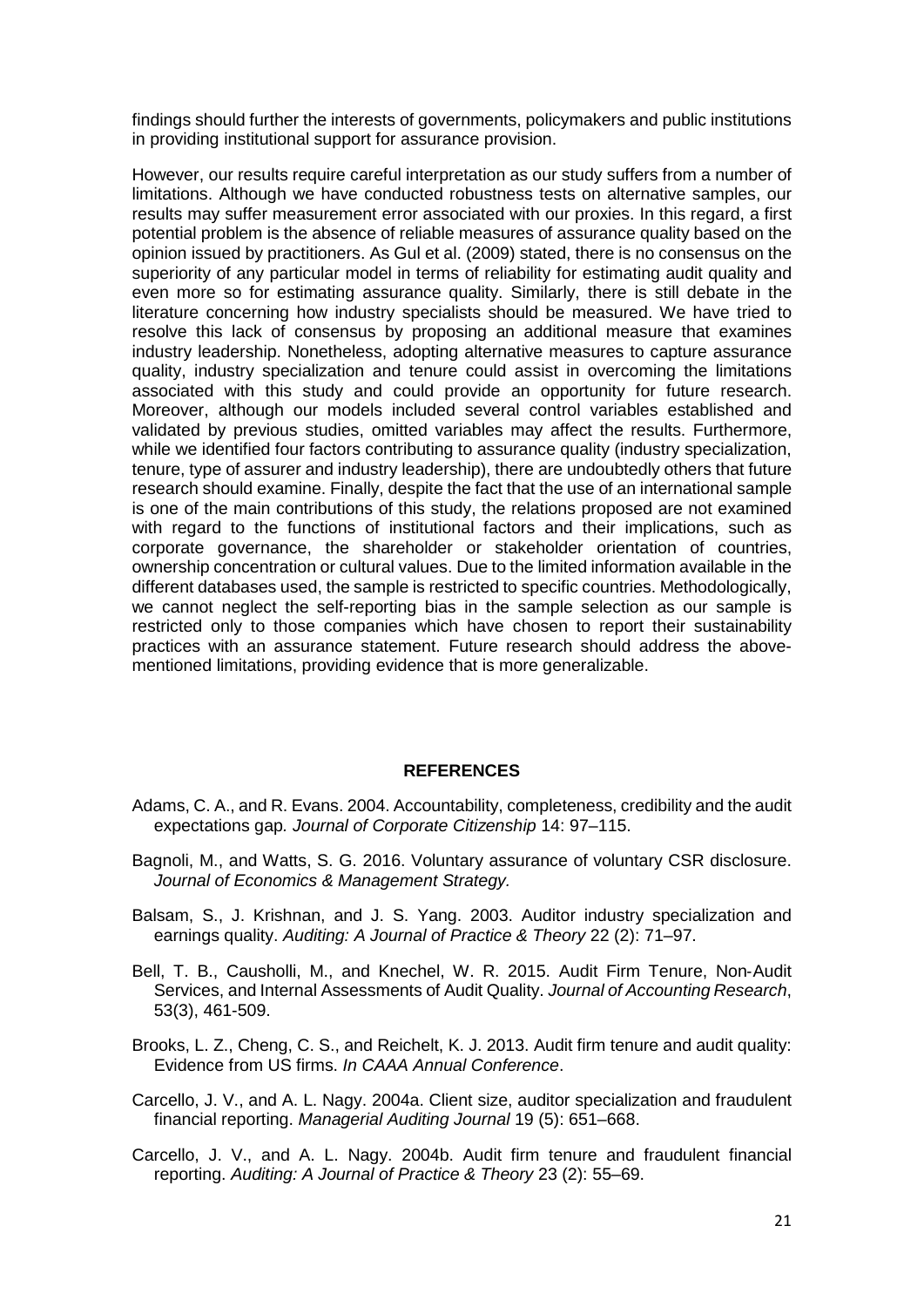findings should further the interests of governments, policymakers and public institutions in providing institutional support for assurance provision.

However, our results require careful interpretation as our study suffers from a number of limitations. Although we have conducted robustness tests on alternative samples, our results may suffer measurement error associated with our proxies. In this regard, a first potential problem is the absence of reliable measures of assurance quality based on the opinion issued by practitioners. As Gul et al. (2009) stated, there is no consensus on the superiority of any particular model in terms of reliability for estimating audit quality and even more so for estimating assurance quality. Similarly, there is still debate in the literature concerning how industry specialists should be measured. We have tried to resolve this lack of consensus by proposing an additional measure that examines industry leadership. Nonetheless, adopting alternative measures to capture assurance quality, industry specialization and tenure could assist in overcoming the limitations associated with this study and could provide an opportunity for future research. Moreover, although our models included several control variables established and validated by previous studies, omitted variables may affect the results. Furthermore, while we identified four factors contributing to assurance quality (industry specialization, tenure, type of assurer and industry leadership), there are undoubtedly others that future research should examine. Finally, despite the fact that the use of an international sample is one of the main contributions of this study, the relations proposed are not examined with regard to the functions of institutional factors and their implications, such as corporate governance, the shareholder or stakeholder orientation of countries, ownership concentration or cultural values. Due to the limited information available in the different databases used, the sample is restricted to specific countries. Methodologically, we cannot neglect the self-reporting bias in the sample selection as our sample is restricted only to those companies which have chosen to report their sustainability practices with an assurance statement. Future research should address the above-mentioned limitations, providing evidence that is more generalizable.

## REFERENCES

Adams, C. A., and R. Evans. 2004. Accountability, completeness, credibility and the audit expectations gap. *Journal of Corporate Citizenship* 14: 97–115.

Bagnoli, M., and Watts, S. G. 2016. Voluntary assurance of voluntary CSR disclosure. *Journal of Economics & Management Strategy.*

Balsam, S., J. Krishnan, and J. S. Yang. 2003. Auditor industry specialization and earnings quality. *Auditing: A Journal of Practice & Theory* 22 (2): 71–97.

Bell, T. B., Causholli, M., and Knechel, W. R. 2015. Audit Firm Tenure, Non‐Audit Services, and Internal Assessments of Audit Quality. *Journal of Accounting Research*, 53(3), 461-509.

Brooks, L. Z., Cheng, C. S., and Reichelt, K. J. 2013. Audit firm tenure and audit quality: Evidence from US firms. *In CAAA Annual Conference*.

Carcello, J. V., and A. L. Nagy. 2004a. Client size, auditor specialization and fraudulent financial reporting. *Managerial Auditing Journal* 19 (5): 651–668.

Carcello, J. V., and A. L. Nagy. 2004b. Audit firm tenure and fraudulent financial reporting. *Auditing: A Journal of Practice & Theory* 23 (2): 55–69.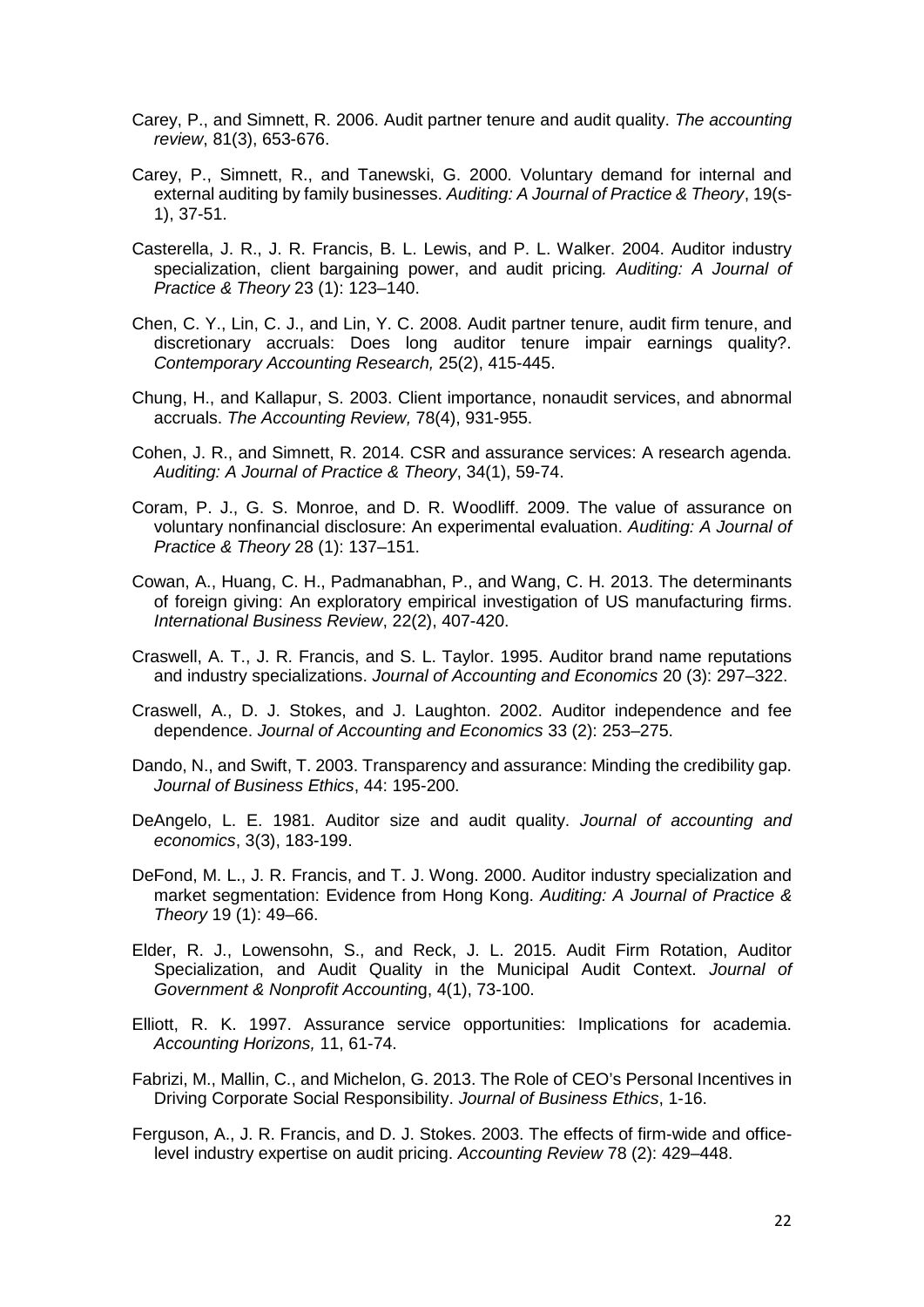Carey, P., and Simnett, R. 2006. Audit partner tenure and audit quality. *The accounting review*, 81(3), 653-676.

Carey, P., Simnett, R., and Tanewski, G. 2000. Voluntary demand for internal and external auditing by family businesses. *Auditing: A Journal of Practice & Theory*, 19(s-1), 37-51.

Casterella, J. R., J. R. Francis, B. L. Lewis, and P. L. Walker. 2004. Auditor industry specialization, client bargaining power, and audit pricing*. Auditing: A Journal of Practice & Theory* 23 (1): 123–140.

Chen, C. Y., Lin, C. J., and Lin, Y. C. 2008. Audit partner tenure, audit firm tenure, and discretionary accruals: Does long auditor tenure impair earnings quality?. *Contemporary Accounting Research,* 25(2), 415-445.

Chung, H., and Kallapur, S. 2003. Client importance, nonaudit services, and abnormal accruals. *The Accounting Review,* 78(4), 931-955.

Cohen, J. R., and Simnett, R. 2014. CSR and assurance services: A research agenda. *Auditing: A Journal of Practice & Theory*, 34(1), 59-74.

Coram, P. J., G. S. Monroe, and D. R. Woodliff. 2009. The value of assurance on voluntary nonfinancial disclosure: An experimental evaluation. *Auditing: A Journal of Practice & Theory* 28 (1): 137–151.

Cowan, A., Huang, C. H., Padmanabhan, P., and Wang, C. H. 2013. The determinants of foreign giving: An exploratory empirical investigation of US manufacturing firms. *International Business Review*, 22(2), 407-420.

Craswell, A. T., J. R. Francis, and S. L. Taylor. 1995. Auditor brand name reputations and industry specializations. *Journal of Accounting and Economics* 20 (3): 297–322.

Craswell, A., D. J. Stokes, and J. Laughton. 2002. Auditor independence and fee dependence. *Journal of Accounting and Economics* 33 (2): 253–275.

Dando, N., and Swift, T. 2003. Transparency and assurance: Minding the credibility gap. *Journal of Business Ethics*, 44: 195-200.

DeAngelo, L. E. 1981. Auditor size and audit quality. *Journal of accounting and economics*, 3(3), 183-199.

DeFond, M. L., J. R. Francis, and T. J. Wong. 2000. Auditor industry specialization and market segmentation: Evidence from Hong Kong. *Auditing: A Journal of Practice & Theory* 19 (1): 49–66.

Elder, R. J., Lowensohn, S., and Reck, J. L. 2015. Audit Firm Rotation, Auditor Specialization, and Audit Quality in the Municipal Audit Context. *Journal of Government & Nonprofit Accountin*g, 4(1), 73-100.

Elliott, R. K. 1997. Assurance service opportunities: Implications for academia. *Accounting Horizons,* 11, 61-74.

Fabrizi, M., Mallin, C., and Michelon, G. 2013. The Role of CEO's Personal Incentives in Driving Corporate Social Responsibility. *Journal of Business Ethics*, 1-16.

Ferguson, A., J. R. Francis, and D. J. Stokes. 2003. The effects of firm-wide and office-level industry expertise on audit pricing. *Accounting Review* 78 (2): 429–448.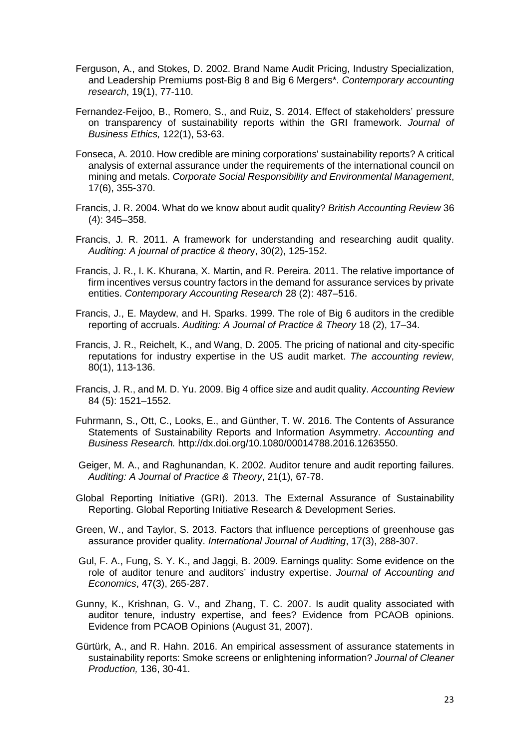Ferguson, A., and Stokes, D. 2002. Brand Name Audit Pricing, Industry Specialization, and Leadership Premiums post-Big 8 and Big 6 Mergers*. *Contemporary accounting research*, 19(1), 77-110.

Fernandez-Feijoo, B., Romero, S., and Ruiz, S. 2014. Effect of stakeholders' pressure on transparency of sustainability reports within the GRI framework. *Journal of Business Ethics,* 122(1), 53-63.

Fonseca, A. 2010. How credible are mining corporations' sustainability reports? A critical analysis of external assurance under the requirements of the international council on mining and metals. *Corporate Social Responsibility and Environmental Management*, 17(6), 355-370.

Francis, J. R. 2004. What do we know about audit quality? *British Accounting Review* 36 (4): 345–358.

Francis, J. R. 2011. A framework for understanding and researching audit quality. *Auditing: A journal of practice & theory*, 30(2), 125-152.

Francis, J. R., I. K. Khurana, X. Martin, and R. Pereira. 2011. The relative importance of firm incentives versus country factors in the demand for assurance services by private entities. *Contemporary Accounting Research* 28 (2): 487–516.

Francis, J., E. Maydew, and H. Sparks. 1999. The role of Big 6 auditors in the credible reporting of accruals. *Auditing: A Journal of Practice & Theory* 18 (2), 17–34.

Francis, J. R., Reichelt, K., and Wang, D. 2005. The pricing of national and city-specific reputations for industry expertise in the US audit market. *The accounting review*, 80(1), 113-136.

Francis, J. R., and M. D. Yu. 2009. Big 4 office size and audit quality. *Accounting Review* 84 (5): 1521–1552.

Fuhrmann, S., Ott, C., Looks, E., and Günther, T. W. 2016. The Contents of Assurance Statements of Sustainability Reports and Information Asymmetry. *Accounting and Business Research.* http://dx.doi.org/10.1080/00014788.2016.1263550.

Geiger, M. A., and Raghunandan, K. 2002. Auditor tenure and audit reporting failures. *Auditing: A Journal of Practice & Theory*, 21(1), 67-78.

Global Reporting Initiative (GRI). 2013. The External Assurance of Sustainability Reporting. Global Reporting Initiative Research & Development Series.

Green, W., and Taylor, S. 2013. Factors that influence perceptions of greenhouse gas assurance provider quality. *International Journal of Auditing*, 17(3), 288-307.

Gul, F. A., Fung, S. Y. K., and Jaggi, B. 2009. Earnings quality: Some evidence on the role of auditor tenure and auditors' industry expertise. *Journal of Accounting and Economics*, 47(3), 265-287.

Gunny, K., Krishnan, G. V., and Zhang, T. C. 2007. Is audit quality associated with auditor tenure, industry expertise, and fees? Evidence from PCAOB opinions. Evidence from PCAOB Opinions (August 31, 2007).

Gürtürk, A., and R. Hahn. 2016. An empirical assessment of assurance statements in sustainability reports: Smoke screens or enlightening information? *Journal of Cleaner Production,* 136, 30-41.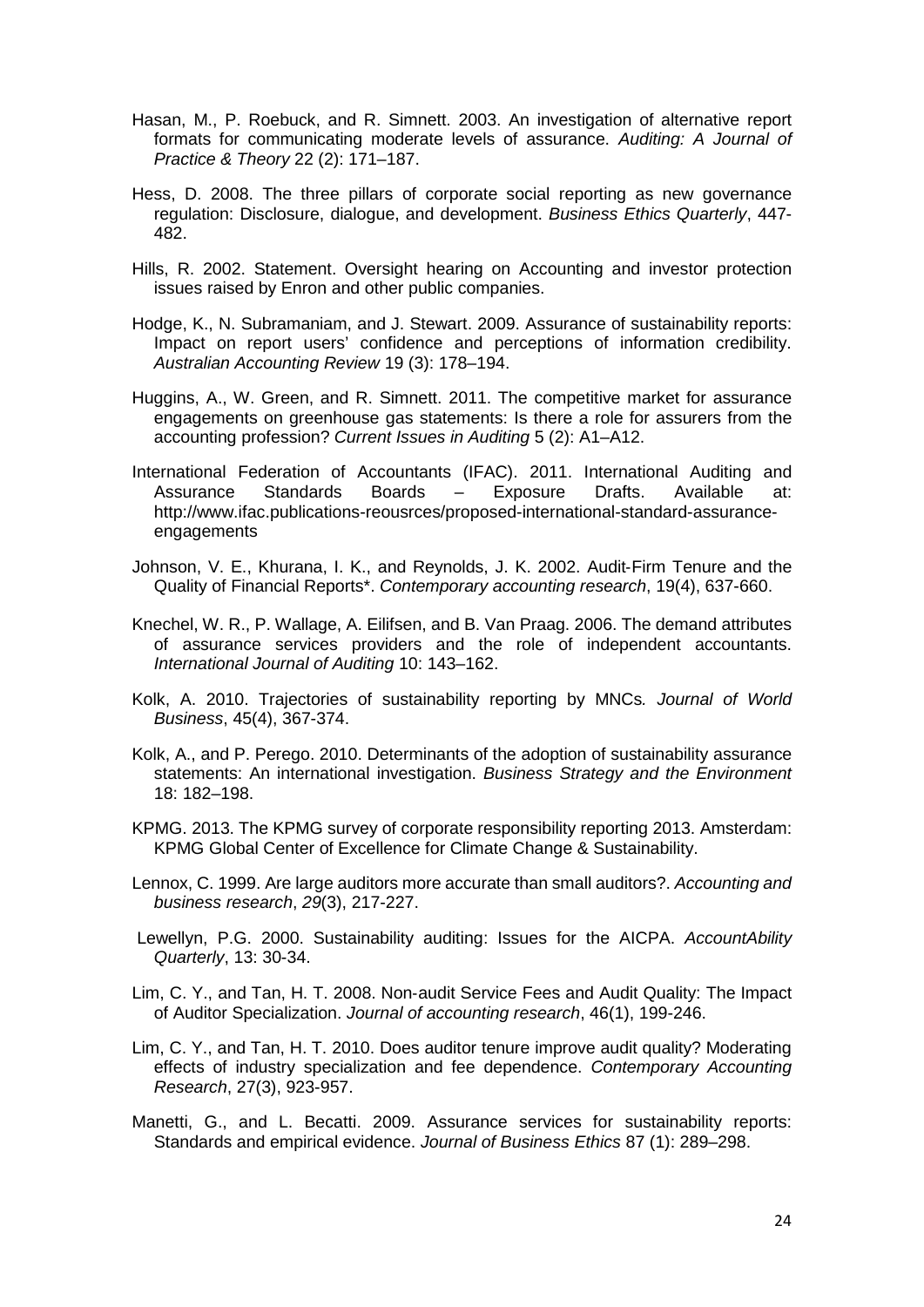Hasan, M., P. Roebuck, and R. Simnett. 2003. An investigation of alternative report formats for communicating moderate levels of assurance. *Auditing: A Journal of Practice & Theory* 22 (2): 171–187.

Hess, D. 2008. The three pillars of corporate social reporting as new governance regulation: Disclosure, dialogue, and development. *Business Ethics Quarterly*, 447-482.

Hills, R. 2002. Statement. Oversight hearing on Accounting and investor protection issues raised by Enron and other public companies.

Hodge, K., N. Subramaniam, and J. Stewart. 2009. Assurance of sustainability reports: Impact on report users' confidence and perceptions of information credibility. *Australian Accounting Review* 19 (3): 178–194.

Huggins, A., W. Green, and R. Simnett. 2011. The competitive market for assurance engagements on greenhouse gas statements: Is there a role for assurers from the accounting profession? *Current Issues in Auditing* 5 (2): A1–A12.

International Federation of Accountants (IFAC). 2011. International Auditing and Assurance Standards Boards – Exposure Drafts. Available at: http://www.ifac.publications-reousrces/proposed-international-standard-assurance-engagements

Johnson, V. E., Khurana, I. K., and Reynolds, J. K. 2002. Audit‐Firm Tenure and the Quality of Financial Reports*. *Contemporary accounting research*, 19(4), 637-660.

Knechel, W. R., P. Wallage, A. Eilifsen, and B. Van Praag. 2006. The demand attributes of assurance services providers and the role of independent accountants. *International Journal of Auditing* 10: 143–162.

Kolk, A. 2010. Trajectories of sustainability reporting by MNCs*. Journal of World Business*, 45(4), 367-374.

Kolk, A., and P. Perego. 2010. Determinants of the adoption of sustainability assurance statements: An international investigation. *Business Strategy and the Environment* 18: 182–198.

KPMG. 2013. The KPMG survey of corporate responsibility reporting 2013. Amsterdam: KPMG Global Center of Excellence for Climate Change & Sustainability.

Lennox, C. 1999. Are large auditors more accurate than small auditors?. *Accounting and business research*, *29*(3), 217-227.

Lewellyn, P.G. 2000. Sustainability auditing: Issues for the AICPA. *AccountAbility Quarterly*, 13: 30-34.

Lim, C. Y., and Tan, H. T. 2008. Non‐audit Service Fees and Audit Quality: The Impact of Auditor Specialization. *Journal of accounting research*, 46(1), 199-246.

Lim, C. Y., and Tan, H. T. 2010. Does auditor tenure improve audit quality? Moderating effects of industry specialization and fee dependence. *Contemporary Accounting Research*, 27(3), 923-957.

Manetti, G., and L. Becatti. 2009. Assurance services for sustainability reports: Standards and empirical evidence. *Journal of Business Ethics* 87 (1): 289–298.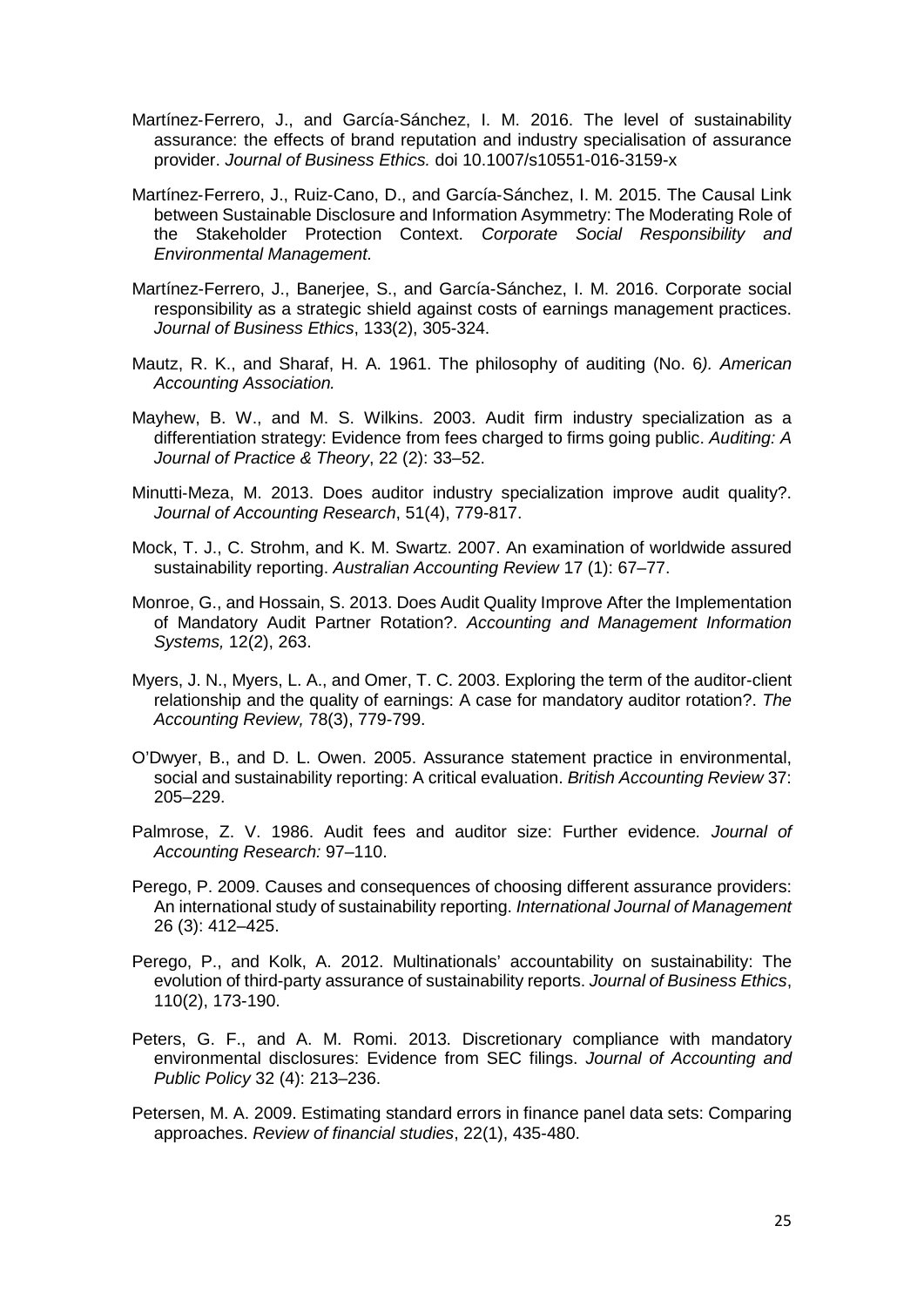Martínez-Ferrero, J., and García-Sánchez, I. M. 2016. The level of sustainability assurance: the effects of brand reputation and industry specialisation of assurance provider. *Journal of Business Ethics.* doi 10.1007/s10551-016-3159-x

Martínez-Ferrero, J., Ruiz-Cano, D., and García-Sánchez, I. M. 2015. The Causal Link between Sustainable Disclosure and Information Asymmetry: The Moderating Role of the Stakeholder Protection Context. *Corporate Social Responsibility and Environmental Management.*

Martínez-Ferrero, J., Banerjee, S., and García-Sánchez, I. M. 2016. Corporate social responsibility as a strategic shield against costs of earnings management practices. *Journal of Business Ethics*, 133(2), 305-324.

Mautz, R. K., and Sharaf, H. A. 1961. The philosophy of auditing (No. 6*). American Accounting Association.*

Mayhew, B. W., and M. S. Wilkins. 2003. Audit firm industry specialization as a differentiation strategy: Evidence from fees charged to firms going public. *Auditing: A Journal of Practice & Theory*, 22 (2): 33–52.

Minutti-Meza, M. 2013. Does auditor industry specialization improve audit quality?. *Journal of Accounting Research*, 51(4), 779-817.

Mock, T. J., C. Strohm, and K. M. Swartz. 2007. An examination of worldwide assured sustainability reporting. *Australian Accounting Review* 17 (1): 67–77.

Monroe, G., and Hossain, S. 2013. Does Audit Quality Improve After the Implementation of Mandatory Audit Partner Rotation?. *Accounting and Management Information Systems,* 12(2), 263.

Myers, J. N., Myers, L. A., and Omer, T. C. 2003. Exploring the term of the auditor-client relationship and the quality of earnings: A case for mandatory auditor rotation?. *The Accounting Review,* 78(3), 779-799.

O'Dwyer, B., and D. L. Owen. 2005. Assurance statement practice in environmental, social and sustainability reporting: A critical evaluation. *British Accounting Review* 37: 205–229.

Palmrose, Z. V. 1986. Audit fees and auditor size: Further evidence*. Journal of Accounting Research:* 97–110.

Perego, P. 2009. Causes and consequences of choosing different assurance providers: An international study of sustainability reporting. *International Journal of Management* 26 (3): 412–425.

Perego, P., and Kolk, A. 2012. Multinationals' accountability on sustainability: The evolution of third-party assurance of sustainability reports. *Journal of Business Ethics*, 110(2), 173-190.

Peters, G. F., and A. M. Romi. 2013. Discretionary compliance with mandatory environmental disclosures: Evidence from SEC filings. *Journal of Accounting and Public Policy* 32 (4): 213–236.

Petersen, M. A. 2009. Estimating standard errors in finance panel data sets: Comparing approaches. *Review of financial studies*, 22(1), 435-480.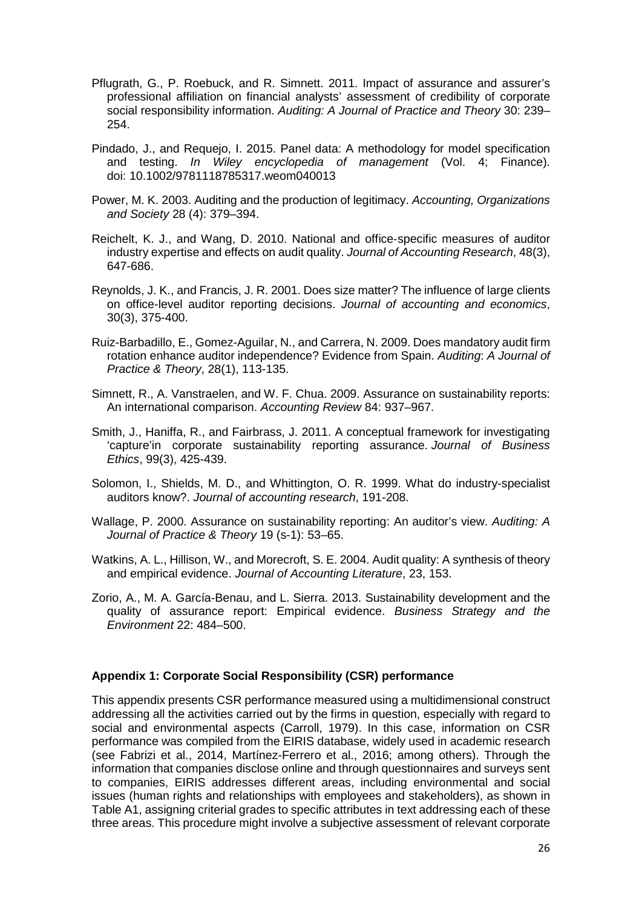Pflugrath, G., P. Roebuck, and R. Simnett. 2011. Impact of assurance and assurer's professional affiliation on financial analysts' assessment of credibility of corporate social responsibility information. *Auditing: A Journal of Practice and Theory* 30: 239–254.

Pindado, J., and Requejo, I. 2015. Panel data: A methodology for model specification and testing. *In Wiley encyclopedia of management* (Vol. 4; Finance). doi: 10.1002/9781118785317.weom040013

Power, M. K. 2003. Auditing and the production of legitimacy. *Accounting, Organizations and Society* 28 (4): 379–394.

Reichelt, K. J., and Wang, D. 2010. National and office-specific measures of auditor industry expertise and effects on audit quality. *Journal of Accounting Research*, 48(3), 647-686.

Reynolds, J. K., and Francis, J. R. 2001. Does size matter? The influence of large clients on office-level auditor reporting decisions. *Journal of accounting and economics*, 30(3), 375-400.

Ruiz-Barbadillo, E., Gomez-Aguilar, N., and Carrera, N. 2009. Does mandatory audit firm rotation enhance auditor independence? Evidence from Spain. *Auditing*: *A Journal of Practice & Theory*, 28(1), 113-135.

Simnett, R., A. Vanstraelen, and W. F. Chua. 2009. Assurance on sustainability reports: An international comparison. *Accounting Review* 84: 937–967.

Smith, J., Haniffa, R., and Fairbrass, J. 2011. A conceptual framework for investigating 'capture'in corporate sustainability reporting assurance. *Journal of Business Ethics*, 99(3), 425-439.

Solomon, I., Shields, M. D., and Whittington, O. R. 1999. What do industry-specialist auditors know?. *Journal of accounting research*, 191-208.

Wallage, P. 2000. Assurance on sustainability reporting: An auditor's view. *Auditing: A Journal of Practice & Theory* 19 (s-1): 53–65.

Watkins, A. L., Hillison, W., and Morecroft, S. E. 2004. Audit quality: A synthesis of theory and empirical evidence. *Journal of Accounting Literature*, 23, 153.

Zorio, A., M. A. García-Benau, and L. Sierra. 2013. Sustainability development and the quality of assurance report: Empirical evidence. *Business Strategy and the Environment* 22: 484–500.

**Appendix 1: Corporate Social Responsibility (CSR) performance**

This appendix presents CSR performance measured using a multidimensional construct addressing all the activities carried out by the firms in question, especially with regard to social and environmental aspects (Carroll, 1979). In this case, information on CSR performance was compiled from the EIRIS database, widely used in academic research (see Fabrizi et al., 2014, Martínez-Ferrero et al., 2016; among others). Through the information that companies disclose online and through questionnaires and surveys sent to companies, EIRIS addresses different areas, including environmental and social issues (human rights and relationships with employees and stakeholders), as shown in Table A1, assigning criterial grades to specific attributes in text addressing each of these three areas. This procedure might involve a subjective assessment of relevant corporate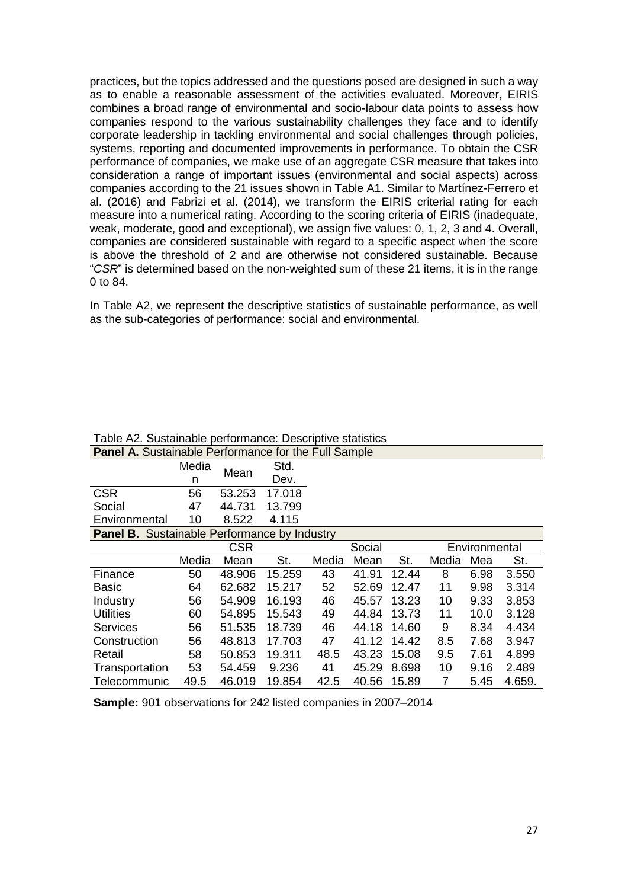practices, but the topics addressed and the questions posed are designed in such a way as to enable a reasonable assessment of the activities evaluated. Moreover, EIRIS combines a broad range of environmental and socio-labour data points to assess how companies respond to the various sustainability challenges they face and to identify corporate leadership in tackling environmental and social challenges through policies, systems, reporting and documented improvements in performance. To obtain the CSR performance of companies, we make use of an aggregate CSR measure that takes into consideration a range of important issues (environmental and social aspects) across companies according to the 21 issues shown in Table A1. Similar to Martínez-Ferrero et al. (2016) and Fabrizi et al. (2014), we transform the EIRIS criterial rating for each measure into a numerical rating. According to the scoring criteria of EIRIS (inadequate, weak, moderate, good and exceptional), we assign five values: 0, 1, 2, 3 and 4. Overall, companies are considered sustainable with regard to a specific aspect when the score is above the threshold of 2 and are otherwise not considered sustainable. Because "*CSR*" is determined based on the non-weighted sum of these 21 items, it is in the range 0 to 84.

In Table A2, we represent the descriptive statistics of sustainable performance, as well as the sub-categories of performance: social and environmental.

Table A2. Sustainable performance: Descriptive statistics

**Panel A.** Sustainable Performance for the Full Sample

| | Median | Mean | Std. Dev. |
|---|---|---|---|
| CSR | 56 | 53.253 | 17.018 |
| Social | 47 | 44.731 | 13.799 |
| Environmental | 10 | 8.522 | 4.115 |

**Panel B.** Sustainable Performance by Industry

| | CSR | | | Social | | | Environmental | | |
|---|---|---|---|---|---|---|---|---|---|
| | Media | Mean | St. | Media | Mean | St. | Media | Mea | St. |
| Finance | 50 | 48.906 | 15.259 | 43 | 41.91 | 12.44 | 8 | 6.98 | 3.550 |
| Basic | 64 | 62.682 | 15.217 | 52 | 52.69 | 12.47 | 11 | 9.98 | 3.314 |
| Industry | 56 | 54.909 | 16.193 | 46 | 45.57 | 13.23 | 10 | 9.33 | 3.853 |
| Utilities | 60 | 54.895 | 15.543 | 49 | 44.84 | 13.73 | 11 | 10.0 | 3.128 |
| Services | 56 | 51.535 | 18.739 | 46 | 44.18 | 14.60 | 9 | 8.34 | 4.434 |
| Construction | 56 | 48.813 | 17.703 | 47 | 41.12 | 14.42 | 8.5 | 7.68 | 3.947 |
| Retail | 58 | 50.853 | 19.311 | 48.5 | 43.23 | 15.08 | 9.5 | 7.61 | 4.899 |
| Transportation | 53 | 54.459 | 9.236 | 41 | 45.29 | 8.698 | 10 | 9.16 | 2.489 |
| Telecommunic | 49.5 | 46.019 | 19.854 | 42.5 | 40.56 | 15.89 | 7 | 5.45 | 4.659. |

**Sample:** 901 observations for 242 listed companies in 2007–2014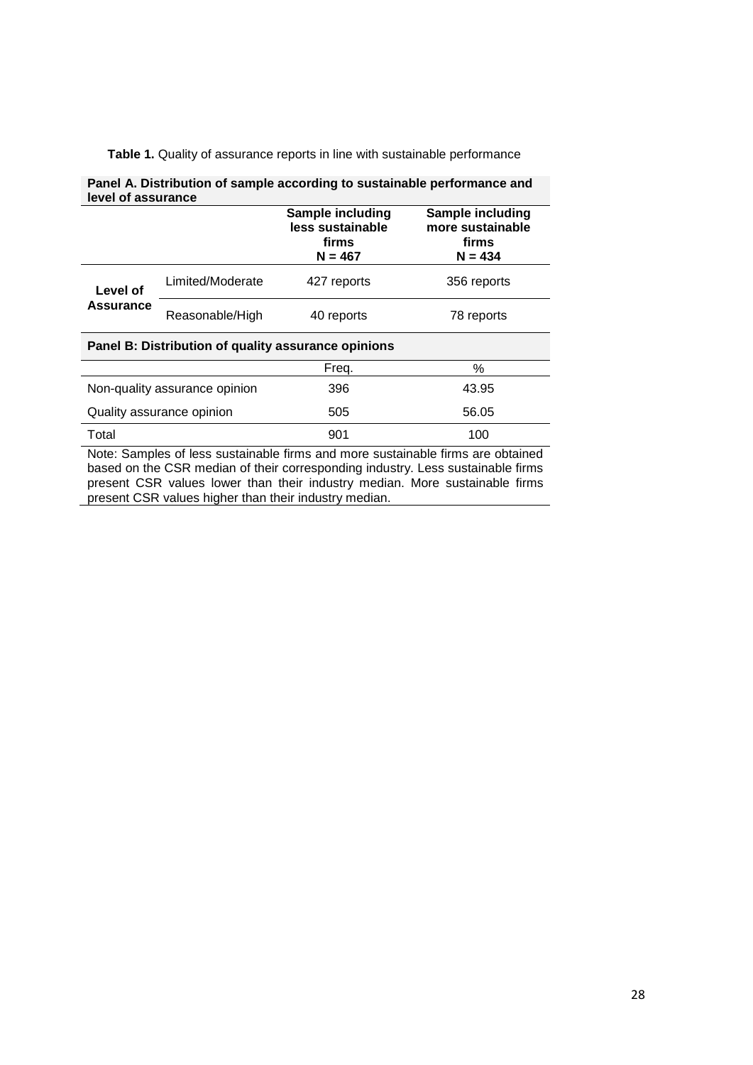**Table 1.** Quality of assurance reports in line with sustainable performance

**Panel A. Distribution of sample according to sustainable performance and level of assurance**

| | | **Sample including less sustainable firms N = 467** | **Sample including more sustainable firms N = 434** |
|---|---|---|---|
| **Level of Assurance** | Limited/Moderate | 427 reports | 356 reports |
| | Reasonable/High | 40 reports | 78 reports |

**Panel B: Distribution of quality assurance opinions**

| | Freq. | % |
|---|---|---|
| Non-quality assurance opinion | 396 | 43.95 |
| Quality assurance opinion | 505 | 56.05 |
| Total | 901 | 100 |

Note: Samples of less sustainable firms and more sustainable firms are obtained based on the CSR median of their corresponding industry. Less sustainable firms present CSR values lower than their industry median. More sustainable firms present CSR values higher than their industry median.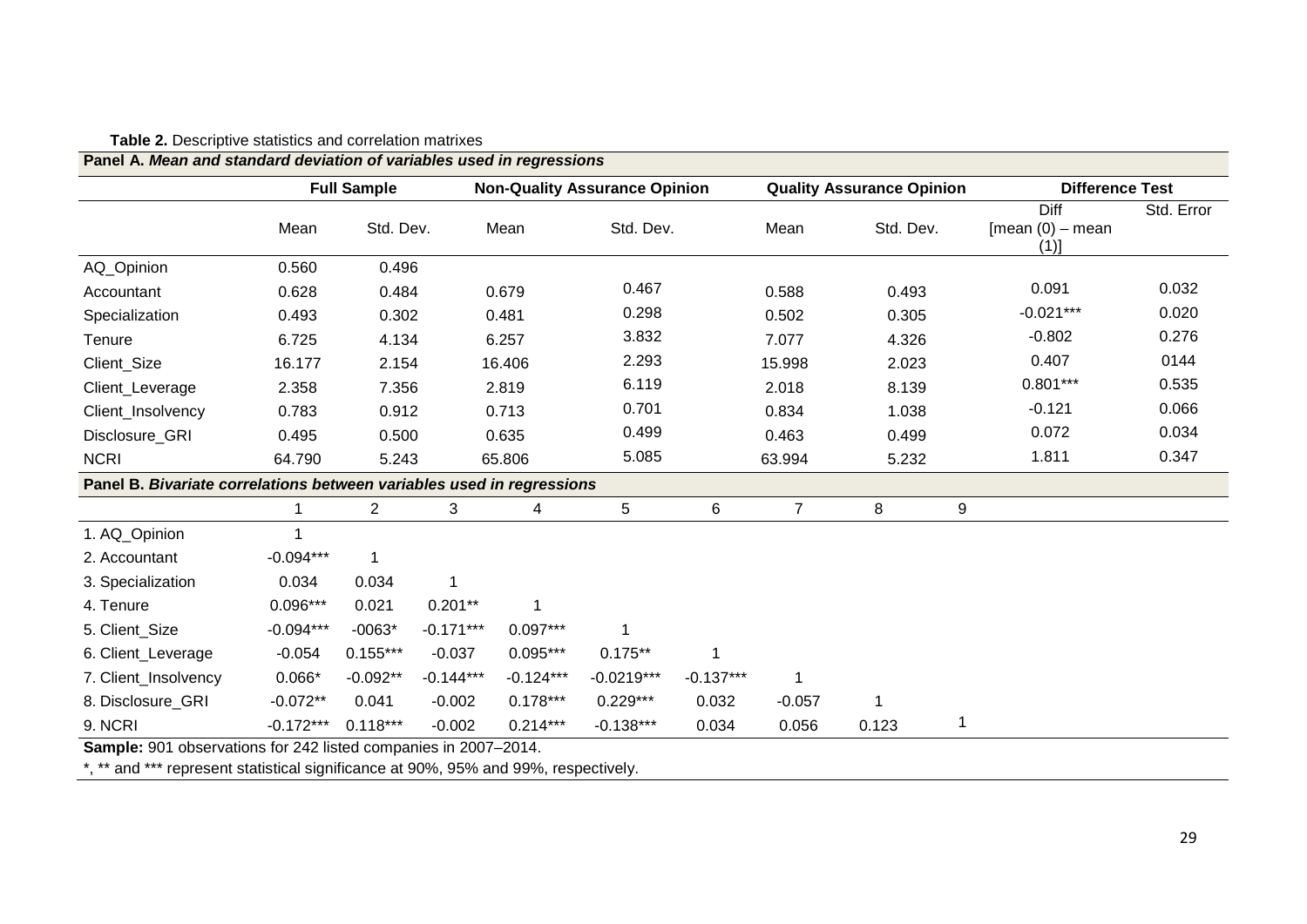**Table 2.** Descriptive statistics and correlation matrixes

**Panel A.** ***Mean and standard deviation of variables used in regressions***

| | Full Sample | | Non-Quality Assurance Opinion | | Quality Assurance Opinion | | Difference Test | |
|---|---|---|---|---|---|---|---|---|
| | Mean | Std. Dev. | Mean | Std. Dev. | Mean | Std. Dev. | Diff [mean (0) – mean (1)] | Std. Error |
| AQ_Opinion | 0.560 | 0.496 | | | | | | |
| Accountant | 0.628 | 0.484 | 0.679 | 0.467 | 0.588 | 0.493 | 0.091 | 0.032 |
| Specialization | 0.493 | 0.302 | 0.481 | 0.298 | 0.502 | 0.305 | -0.021*** | 0.020 |
| Tenure | 6.725 | 4.134 | 6.257 | 3.832 | 7.077 | 4.326 | -0.802 | 0.276 |
| Client_Size | 16.177 | 2.154 | 16.406 | 2.293 | 15.998 | 2.023 | 0.407 | 0144 |
| Client_Leverage | 2.358 | 7.356 | 2.819 | 6.119 | 2.018 | 8.139 | 0.801*** | 0.535 |
| Client_Insolvency | 0.783 | 0.912 | 0.713 | 0.701 | 0.834 | 1.038 | -0.121 | 0.066 |
| Disclosure_GRI | 0.495 | 0.500 | 0.635 | 0.499 | 0.463 | 0.499 | 0.072 | 0.034 |
| NCRI | 64.790 | 5.243 | 65.806 | 5.085 | 63.994 | 5.232 | 1.811 | 0.347 |

**Panel B.** ***Bivariate correlations between variables used in regressions***

| | 1 | 2 | 3 | 4 | 5 | 6 | 7 | 8 | 9 |
|---|---|---|---|---|---|---|---|---|---|
| 1. AQ_Opinion | 1 | | | | | | | | |
| 2. Accountant | -0.094*** | 1 | | | | | | | |
| 3. Specialization | 0.034 | 0.034 | 1 | | | | | | |
| 4. Tenure | 0.096*** | 0.021 | 0.201** | 1 | | | | | |
| 5. Client_Size | -0.094*** | -0063* | -0.171*** | 0.097*** | 1 | | | | |
| 6. Client_Leverage | -0.054 | 0.155*** | -0.037 | 0.095*** | 0.175** | 1 | | | |
| 7. Client_Insolvency | 0.066* | -0.092** | -0.144*** | -0.124*** | -0.0219*** | -0.137*** | 1 | | |
| 8. Disclosure_GRI | -0.072** | 0.041 | -0.002 | 0.178*** | 0.229*** | 0.032 | -0.057 | 1 | |
| 9. NCRI | -0.172*** | 0.118*** | -0.002 | 0.214*** | -0.138*** | 0.034 | 0.056 | 0.123 | 1 |

**Sample:** 901 observations for 242 listed companies in 2007–2014.

*, ** and *** represent statistical significance at 90%, 95% and 99%, respectively.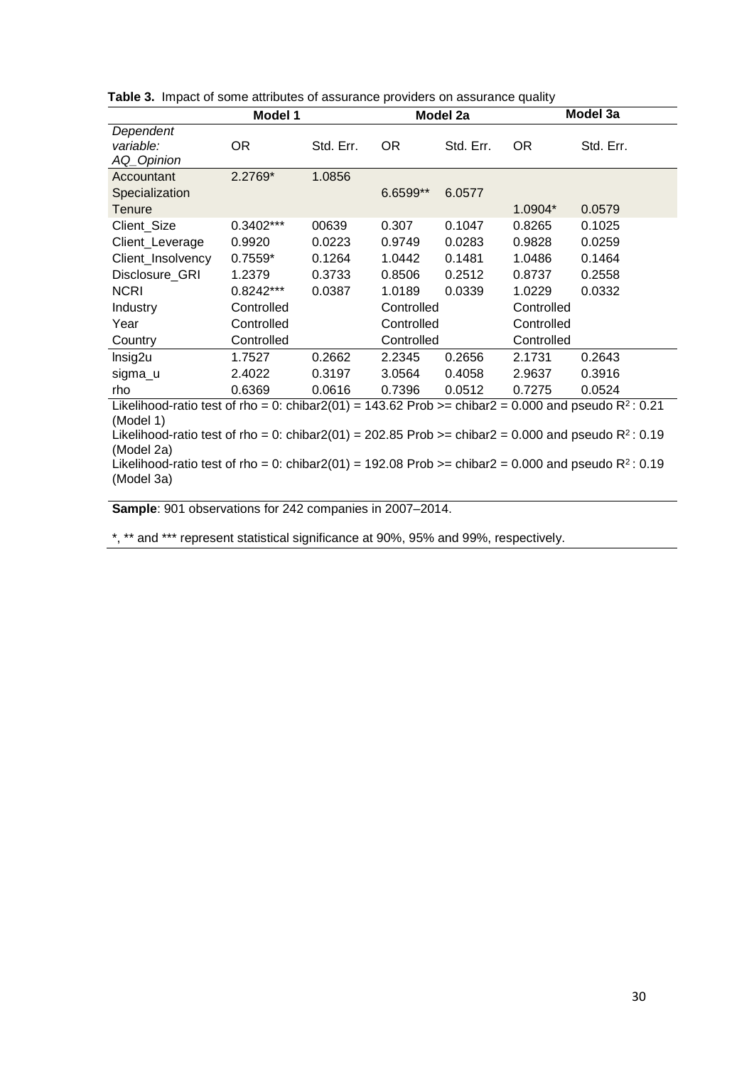**Table 3.** Impact of some attributes of assurance providers on assurance quality

| | Model 1 | | Model 2a | | Model 3a | |
|---|---|---|---|---|---|---|
| *Dependent variable: AQ_Opinion* | OR | Std. Err. | OR | Std. Err. | OR | Std. Err. |
| Accountant | 2.2769* | 1.0856 | | | | |
| Specialization | | | 6.6599** | 6.0577 | | |
| Tenure | | | | | 1.0904* | 0.0579 |
| Client_Size | 0.3402*** | 00639 | 0.307 | 0.1047 | 0.8265 | 0.1025 |
| Client_Leverage | 0.9920 | 0.0223 | 0.9749 | 0.0283 | 0.9828 | 0.0259 |
| Client_Insolvency | 0.7559* | 0.1264 | 1.0442 | 0.1481 | 1.0486 | 0.1464 |
| Disclosure_GRI | 1.2379 | 0.3733 | 0.8506 | 0.2512 | 0.8737 | 0.2558 |
| NCRI | 0.8242*** | 0.0387 | 1.0189 | 0.0339 | 1.0229 | 0.0332 |
| Industry | Controlled | | Controlled | | Controlled | |
| Year | Controlled | | Controlled | | Controlled | |
| Country | Controlled | | Controlled | | Controlled | |
| lnsig2u | 1.7527 | 0.2662 | 2.2345 | 0.2656 | 2.1731 | 0.2643 |
| sigma_u | 2.4022 | 0.3197 | 3.0564 | 0.4058 | 2.9637 | 0.3916 |
| rho | 0.6369 | 0.0616 | 0.7396 | 0.0512 | 0.7275 | 0.0524 |

Likelihood-ratio test of rho = 0: chibar2(01) = 143.62 Prob >= chibar2 = 0.000 and pseudo $R^2$ : 0.21 (Model 1)

Likelihood-ratio test of rho = 0: chibar2(01) = 202.85 Prob >= chibar2 = 0.000 and pseudo $R^2$ : 0.19 (Model 2a)

Likelihood-ratio test of rho = 0: chibar2(01) = 192.08 Prob >= chibar2 = 0.000 and pseudo $R^2$ : 0.19 (Model 3a)

**Sample**: 901 observations for 242 companies in 2007–2014.

*, ** and *** represent statistical significance at 90%, 95% and 99%, respectively.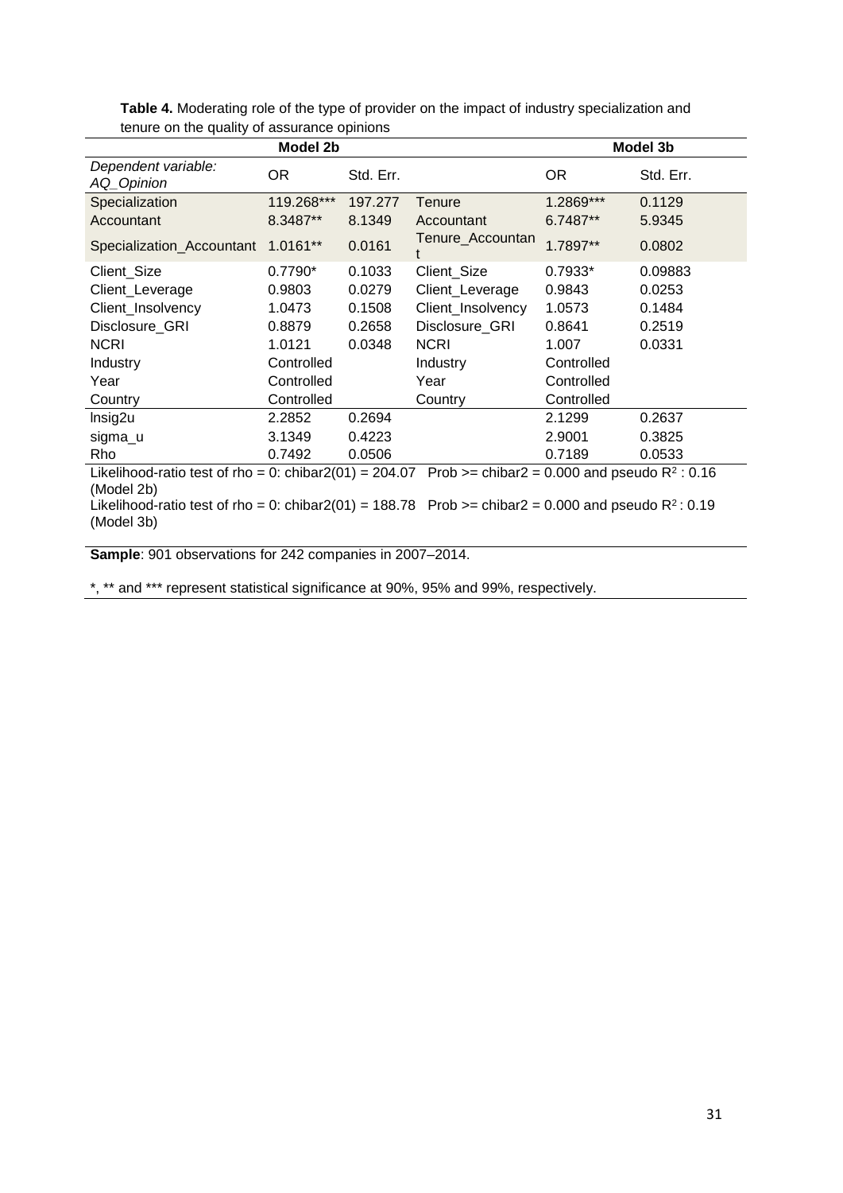**Table 4.** Moderating role of the type of provider on the impact of industry specialization and tenure on the quality of assurance opinions

| Model 2b | | | Model 3b | | |
|---|---|---|---|---|---|
| *Dependent variable: AQ_Opinion* | OR | Std. Err. | | OR | Std. Err. |
| Specialization | 119.268*** | 197.277 | Tenure | 1.2869*** | 0.1129 |
| Accountant | 8.3487** | 8.1349 | Accountant | 6.7487** | 5.9345 |
| Specialization_Accountant | 1.0161** | 0.0161 | Tenure_Accountant | 1.7897** | 0.0802 |
| Client_Size | 0.7790* | 0.1033 | Client_Size | 0.7933* | 0.09883 |
| Client_Leverage | 0.9803 | 0.0279 | Client_Leverage | 0.9843 | 0.0253 |
| Client_Insolvency | 1.0473 | 0.1508 | Client_Insolvency | 1.0573 | 0.1484 |
| Disclosure_GRI | 0.8879 | 0.2658 | Disclosure_GRI | 0.8641 | 0.2519 |
| NCRI | 1.0121 | 0.0348 | NCRI | 1.007 | 0.0331 |
| Industry | Controlled | | Industry | Controlled | |
| Year | Controlled | | Year | Controlled | |
| Country | Controlled | | Country | Controlled | |
| lnsig2u | 2.2852 | 0.2694 | | 2.1299 | 0.2637 |
| sigma_u | 3.1349 | 0.4223 | | 2.9001 | 0.3825 |
| Rho | 0.7492 | 0.0506 | | 0.7189 | 0.0533 |

Likelihood-ratio test of rho = 0: chibar2(01) = 204.07 Prob >= chibar2 = 0.000 and pseudo $R^2$ : 0.16 (Model 2b)

Likelihood-ratio test of rho = 0: chibar2(01) = 188.78 Prob >= chibar2 = 0.000 and pseudo $R^2$ : 0.19 (Model 3b)

**Sample**: 901 observations for 242 companies in 2007–2014.

*, ** and *** represent statistical significance at 90%, 95% and 99%, respectively.